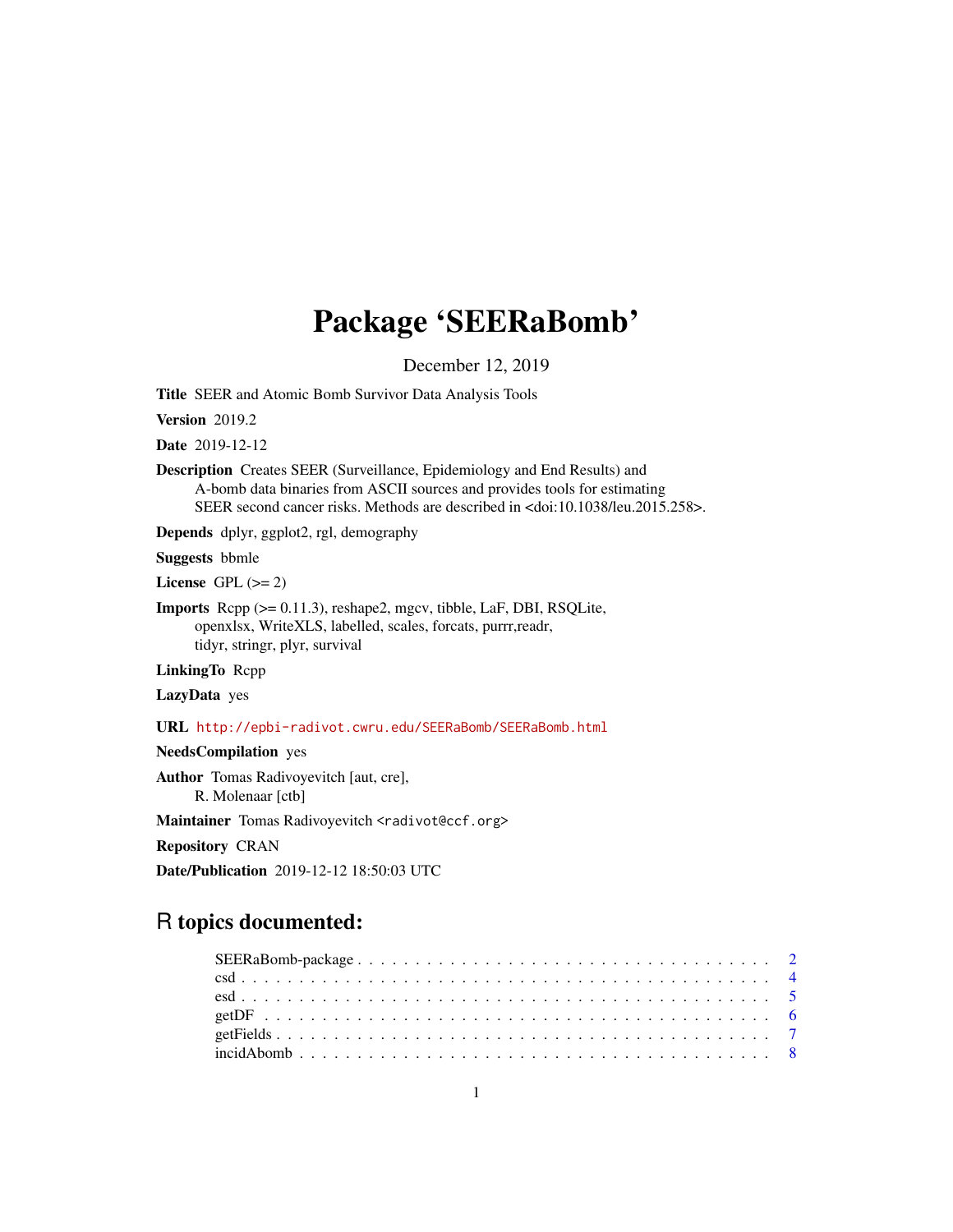# Package 'SEERaBomb'

December 12, 2019

**Title** SEER and Atomic Bomb Survivor Data Analysis Tools

**Version** 2019.2

**Date** 2019-12-12

**Description** Creates SEER (Surveillance, Epidemiology and End Results) and A-bomb data binaries from ASCII sources and provides tools for estimating SEER second cancer risks. Methods are described in <doi:10.1038/leu.2015.258>.

**Depends** dplyr, ggplot2, rgl, demography

**Suggests** bbmle

**License** GPL (>= 2)

**Imports** Rcpp (>= 0.11.3), reshape2, mgcv, tibble, LaF, DBI, RSQLite, openxlsx, WriteXLS, labelled, scales, forcats, purrr,readr, tidyr, stringr, plyr, survival

**LinkingTo** Rcpp

**LazyData** yes

**URL** http://epbi-radivot.cwru.edu/SEERaBomb/SEERaBomb.html

**NeedsCompilation** yes

**Author** Tomas Radivoyevitch [aut, cre], R. Molenaar [ctb]

**Maintainer** Tomas Radivoyevitch <radivot@ccf.org>

**Repository** CRAN

**Date/Publication** 2019-12-12 18:50:03 UTC

## R topics documented:

- SEERaBomb-package . . . . . . . . . . . . . . . . . . . . . . . . . . . . . . . . . . . 2
- csd . . . . . . . . . . . . . . . . . . . . . . . . . . . . . . . . . . . . . . . . . . . 4
- esd . . . . . . . . . . . . . . . . . . . . . . . . . . . . . . . . . . . . . . . . . . . 5
- getDF . . . . . . . . . . . . . . . . . . . . . . . . . . . . . . . . . . . . . . . . . . 6
- getFields . . . . . . . . . . . . . . . . . . . . . . . . . . . . . . . . . . . . . . . . 7
- incidAbomb . . . . . . . . . . . . . . . . . . . . . . . . . . . . . . . . . . . . . . . 8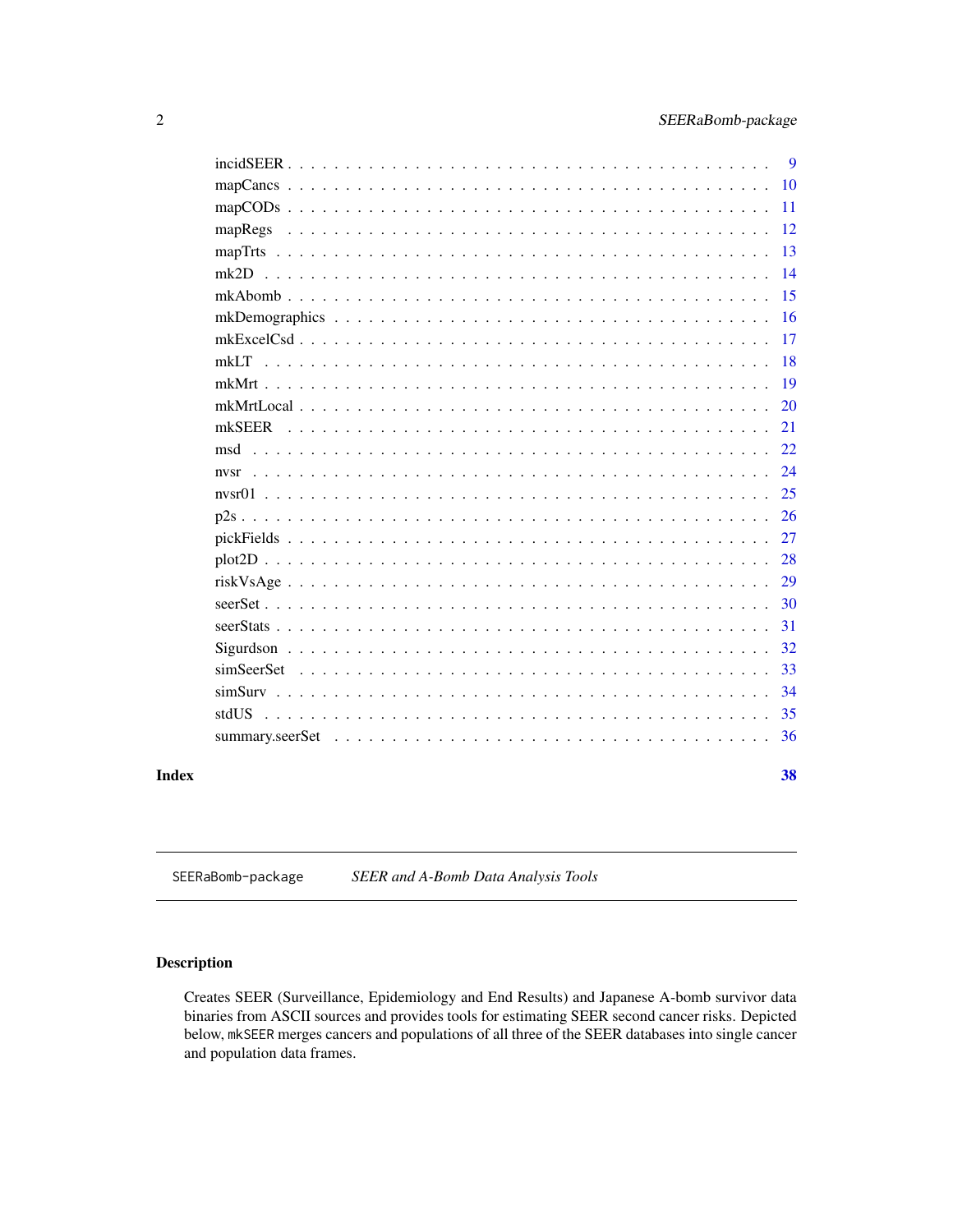incidSEER . . . . . . . . . . . . . . . . . . . . . . . . . . . . . . . . . . . . . . 9
mapCancs . . . . . . . . . . . . . . . . . . . . . . . . . . . . . . . . . . . . . . 10
mapCODs . . . . . . . . . . . . . . . . . . . . . . . . . . . . . . . . . . . . . . 11
mapRegs . . . . . . . . . . . . . . . . . . . . . . . . . . . . . . . . . . . . . . 12
mapTrts . . . . . . . . . . . . . . . . . . . . . . . . . . . . . . . . . . . . . . 13
mk2D . . . . . . . . . . . . . . . . . . . . . . . . . . . . . . . . . . . . . . 14
mkAbomb . . . . . . . . . . . . . . . . . . . . . . . . . . . . . . . . . . . . . . 15
mkDemographics . . . . . . . . . . . . . . . . . . . . . . . . . . . . . . . . . . 16
mkExcelCsd . . . . . . . . . . . . . . . . . . . . . . . . . . . . . . . . . . . . 17
mkLT . . . . . . . . . . . . . . . . . . . . . . . . . . . . . . . . . . . . . . 18
mkMrt . . . . . . . . . . . . . . . . . . . . . . . . . . . . . . . . . . . . . . 19
mkMrtLocal . . . . . . . . . . . . . . . . . . . . . . . . . . . . . . . . . . . . 20
mkSEER . . . . . . . . . . . . . . . . . . . . . . . . . . . . . . . . . . . . . . 21
msd . . . . . . . . . . . . . . . . . . . . . . . . . . . . . . . . . . . . . . 22
nvsr . . . . . . . . . . . . . . . . . . . . . . . . . . . . . . . . . . . . . . 24
nvsr01 . . . . . . . . . . . . . . . . . . . . . . . . . . . . . . . . . . . . . . 25
p2s . . . . . . . . . . . . . . . . . . . . . . . . . . . . . . . . . . . . . . 26
pickFields . . . . . . . . . . . . . . . . . . . . . . . . . . . . . . . . . . . . 27
plot2D . . . . . . . . . . . . . . . . . . . . . . . . . . . . . . . . . . . . . . 28
riskVsAge . . . . . . . . . . . . . . . . . . . . . . . . . . . . . . . . . . . . 29
seerSet . . . . . . . . . . . . . . . . . . . . . . . . . . . . . . . . . . . . . . 30
seerStats . . . . . . . . . . . . . . . . . . . . . . . . . . . . . . . . . . . . . 31
Sigurdson . . . . . . . . . . . . . . . . . . . . . . . . . . . . . . . . . . . . 32
simSeerSet . . . . . . . . . . . . . . . . . . . . . . . . . . . . . . . . . . . . 33
simSurv . . . . . . . . . . . . . . . . . . . . . . . . . . . . . . . . . . . . . . 34
stdUS . . . . . . . . . . . . . . . . . . . . . . . . . . . . . . . . . . . . . . 35
summary.seerSet . . . . . . . . . . . . . . . . . . . . . . . . . . . . . . . . . . 36

**Index** **38**

---

`SEERaBomb-package` *SEER and A-Bomb Data Analysis Tools*

---

## Description

Creates SEER (Surveillance, Epidemiology and End Results) and Japanese A-bomb survivor data binaries from ASCII sources and provides tools for estimating SEER second cancer risks. Depicted below, `mkSEER` merges cancers and populations of all three of the SEER databases into single cancer and population data frames.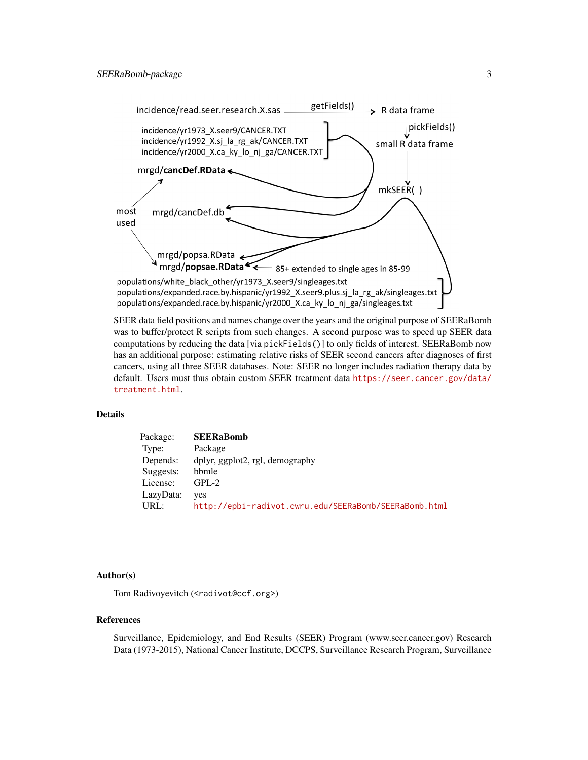incidence/read.seer.research.X.sas —getFields()→ R data frame

incidence/yr1973_X.seer9/CANCER.TXT
incidence/yr1992_X.sj_la_rg_ak/CANCER.TXT
incidence/yr2000_X.ca_ky_lo_nj_ga/CANCER.TXT

pickFields()

small R data frame

mrgd/**cancDef.RData**

mkSEER( )

most used

mrgd/cancDef.db

mrgd/popsa.RData
mrgd/**popsae.RData** ← 85+ extended to single ages in 85-99

populations/white_black_other/yr1973_X.seer9/singleages.txt
populations/expanded.race.by.hispanic/yr1992_X.seer9.plus.sj_la_rg_ak/singleages.txt
populations/expanded.race.by.hispanic/yr2000_X.ca_ky_lo_nj_ga/singleages.txt

SEER data field positions and names change over the years and the original purpose of SEERaBomb was to buffer/protect R scripts from such changes. A second purpose was to speed up SEER data computations by reducing the data [via `pickFields()`] to only fields of interest. SEERaBomb now has an additional purpose: estimating relative risks of SEER second cancers after diagnoses of first cancers, using all three SEER databases. Note: SEER no longer includes radiation therapy data by default. Users must thus obtain custom SEER treatment data https://seer.cancer.gov/data/treatment.html.

## Details

| | |
|---|---|
| Package: | **SEERaBomb** |
| Type: | Package |
| Depends: | dplyr, ggplot2, rgl, demography |
| Suggests: | bbmle |
| License: | GPL-2 |
| LazyData: | yes |
| URL: | http://epbi-radivot.cwru.edu/SEERaBomb/SEERaBomb.html |

## Author(s)

Tom Radivoyevitch (<radivot@ccf.org>)

## References

Surveillance, Epidemiology, and End Results (SEER) Program (www.seer.cancer.gov) Research Data (1973-2015), National Cancer Institute, DCCPS, Surveillance Research Program, Surveillance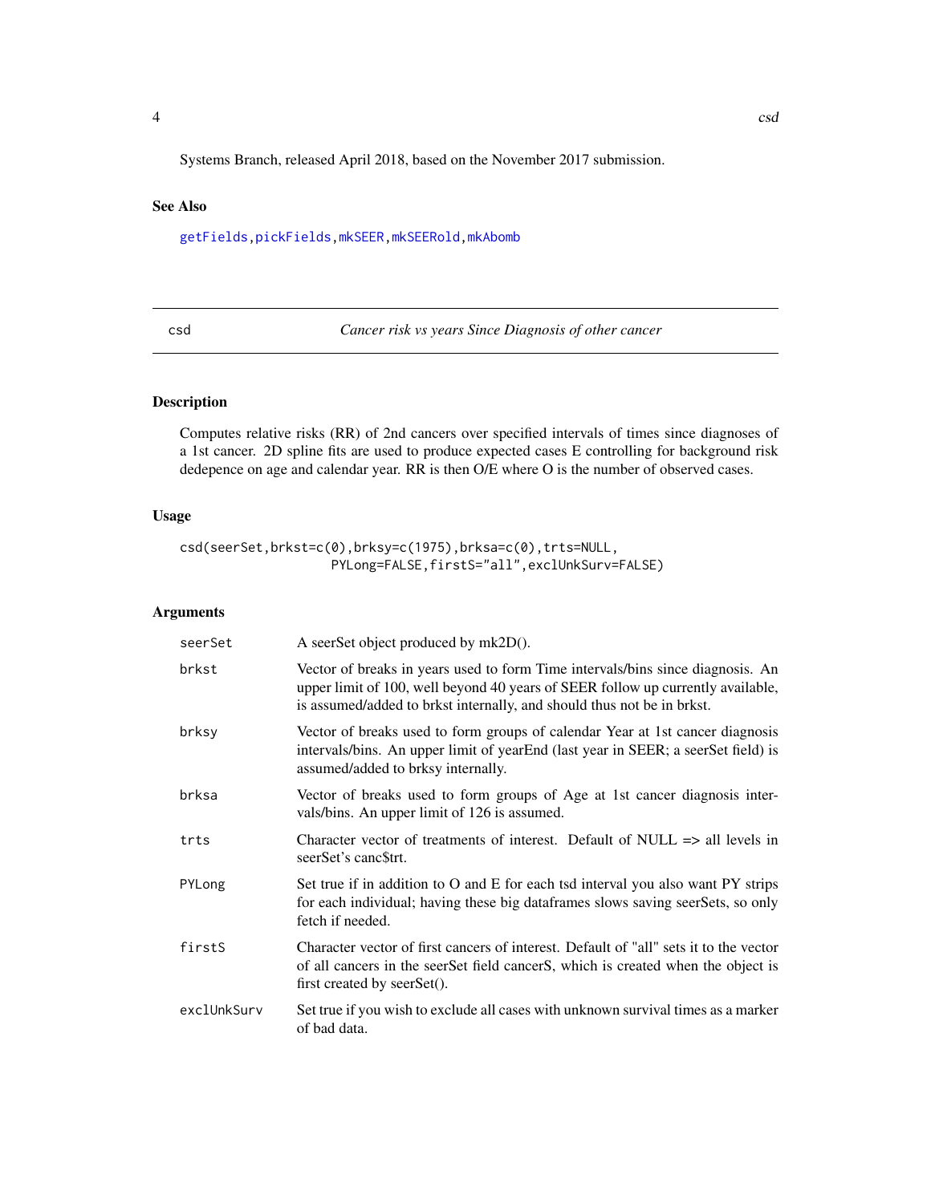Systems Branch, released April 2018, based on the November 2017 submission.

## See Also

getFields, pickFields, mkSEER, mkSEERold, mkAbomb

---

# csd — *Cancer risk vs years Since Diagnosis of other cancer*

## Description

Computes relative risks (RR) of 2nd cancers over specified intervals of times since diagnoses of a 1st cancer. 2D spline fits are used to produce expected cases E controlling for background risk dedepence on age and calendar year. RR is then O/E where O is the number of observed cases.

## Usage

```
csd(seerSet,brkst=c(0),brksy=c(1975),brksa=c(0),trts=NULL,
                    PYLong=FALSE,firstS="all",exclUnkSurv=FALSE)
```

## Arguments

| | |
|---|---|
| seerSet | A seerSet object produced by mk2D(). |
| brkst | Vector of breaks in years used to form Time intervals/bins since diagnosis. An upper limit of 100, well beyond 40 years of SEER follow up currently available, is assumed/added to brkst internally, and should thus not be in brkst. |
| brksy | Vector of breaks used to form groups of calendar Year at 1st cancer diagnosis intervals/bins. An upper limit of yearEnd (last year in SEER; a seerSet field) is assumed/added to brksy internally. |
| brksa | Vector of breaks used to form groups of Age at 1st cancer diagnosis intervals/bins. An upper limit of 126 is assumed. |
| trts | Character vector of treatments of interest. Default of NULL => all levels in seerSet's canc$trt. |
| PYLong | Set true if in addition to O and E for each tsd interval you also want PY strips for each individual; having these big dataframes slows saving seerSets, so only fetch if needed. |
| firstS | Character vector of first cancers of interest. Default of "all" sets it to the vector of all cancers in the seerSet field cancerS, which is created when the object is first created by seerSet(). |
| exclUnkSurv | Set true if you wish to exclude all cases with unknown survival times as a marker of bad data. |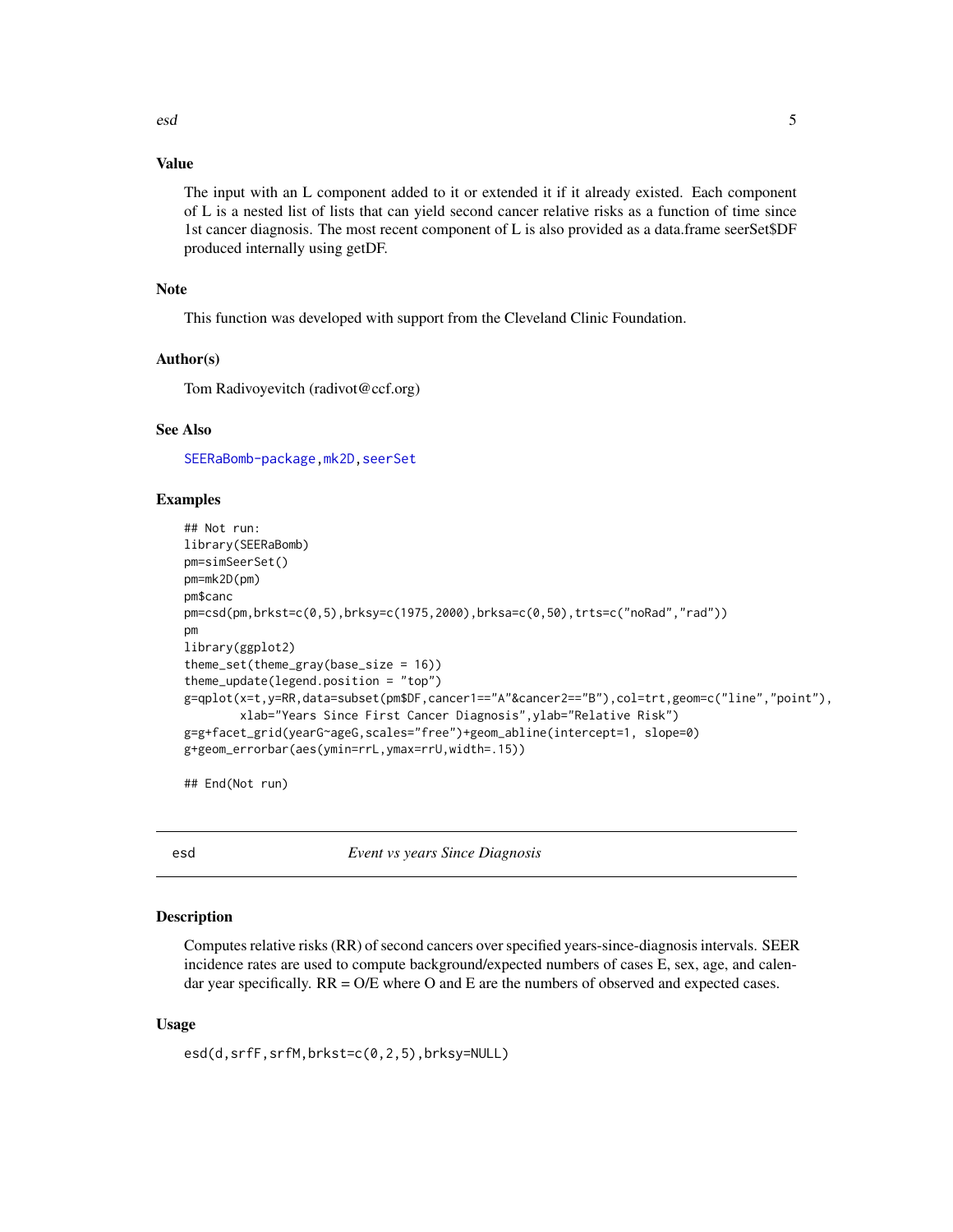## Value

The input with an L component added to it or extended it if it already existed. Each component of L is a nested list of lists that can yield second cancer relative risks as a function of time since 1st cancer diagnosis. The most recent component of L is also provided as a data.frame seerSet$DF produced internally using getDF.

## Note

This function was developed with support from the Cleveland Clinic Foundation.

## Author(s)

Tom Radivoyevitch (radivot@ccf.org)

## See Also

SEERaBomb-package, mk2D, seerSet

## Examples

```
## Not run:
library(SEERaBomb)
pm=simSeerSet()
pm=mk2D(pm)
pm$canc
pm=csd(pm,brkst=c(0,5),brksy=c(1975,2000),brksa=c(0,50),trts=c("noRad","rad"))
pm
library(ggplot2)
theme_set(theme_gray(base_size = 16))
theme_update(legend.position = "top")
g=qplot(x=t,y=RR,data=subset(pm$DF,cancer1=="A"&cancer2=="B"),col=trt,geom=c("line","point"),
        xlab="Years Since First Cancer Diagnosis",ylab="Relative Risk")
g=g+facet_grid(yearG~ageG,scales="free")+geom_abline(intercept=1, slope=0)
g+geom_errorbar(aes(ymin=rrL,ymax=rrU,width=.15))

## End(Not run)
```

---

# esd — *Event vs years Since Diagnosis*

## Description

Computes relative risks (RR) of second cancers over specified years-since-diagnosis intervals. SEER incidence rates are used to compute background/expected numbers of cases E, sex, age, and calendar year specifically. RR = O/E where O and E are the numbers of observed and expected cases.

## Usage

```
esd(d,srfF,srfM,brkst=c(0,2,5),brksy=NULL)
```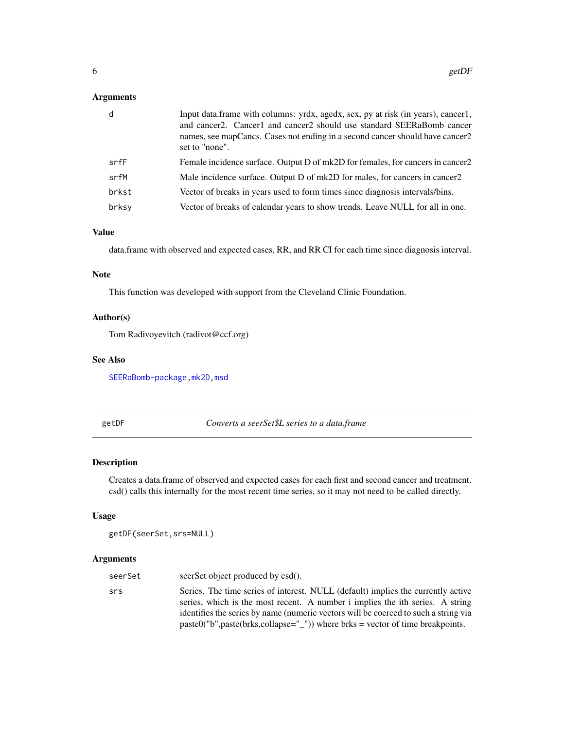## Arguments

| | |
|---|---|
| d | Input data.frame with columns: yrdx, agedx, sex, py at risk (in years), cancer1, and cancer2. Cancer1 and cancer2 should use standard SEERaBomb cancer names, see mapCancs. Cases not ending in a second cancer should have cancer2 set to "none". |
| srfF | Female incidence surface. Output D of mk2D for females, for cancers in cancer2 |
| srfM | Male incidence surface. Output D of mk2D for males, for cancers in cancer2 |
| brkst | Vector of breaks in years used to form times since diagnosis intervals/bins. |
| brksy | Vector of breaks of calendar years to show trends. Leave NULL for all in one. |

## Value

data.frame with observed and expected cases, RR, and RR CI for each time since diagnosis interval.

## Note

This function was developed with support from the Cleveland Clinic Foundation.

## Author(s)

Tom Radivoyevitch (radivot@ccf.org)

## See Also

SEERaBomb-package, mk2D, msd

---

# getDF — *Converts a seerSet$L series to a data.frame*

## Description

Creates a data.frame of observed and expected cases for each first and second cancer and treatment. csd() calls this internally for the most recent time series, so it may not need to be called directly.

## Usage

```
getDF(seerSet,srs=NULL)
```

## Arguments

| | |
|---|---|
| seerSet | seerSet object produced by csd(). |
| srs | Series. The time series of interest. NULL (default) implies the currently active series, which is the most recent. A number i implies the ith series. A string identifies the series by name (numeric vectors will be coerced to such a string via paste0("b",paste(brks,collapse="_")) where brks = vector of time breakpoints. |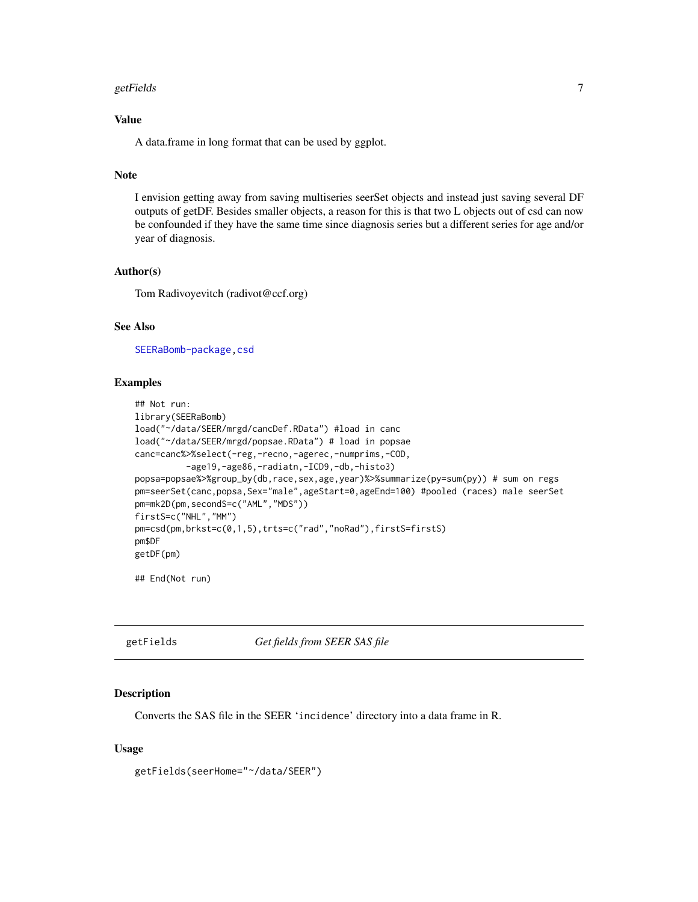### Value

A data.frame in long format that can be used by ggplot.

### Note

I envision getting away from saving multiseries seerSet objects and instead just saving several DF outputs of getDF. Besides smaller objects, a reason for this is that two L objects out of csd can now be confounded if they have the same time since diagnosis series but a different series for age and/or year of diagnosis.

### Author(s)

Tom Radivoyevitch (radivot@ccf.org)

### See Also

SEERaBomb-package, csd

### Examples

```
## Not run:
library(SEERaBomb)
load("~/data/SEER/mrgd/cancDef.RData") #load in canc
load("~/data/SEER/mrgd/popsae.RData") # load in popsae
canc=canc%>%select(-reg,-recno,-agerec,-numprims,-COD,
          -age19,-age86,-radiatn,-ICD9,-db,-histo3)
popsa=popsae%>%group_by(db,race,sex,age,year)%>%summarize(py=sum(py)) # sum on regs
pm=seerSet(canc,popsa,Sex="male",ageStart=0,ageEnd=100) #pooled (races) male seerSet
pm=mk2D(pm,secondS=c("AML","MDS"))
firstS=c("NHL","MM")
pm=csd(pm,brkst=c(0,1,5),trts=c("rad","noRad"),firstS=firstS)
pm$DF
getDF(pm)

## End(Not run)
```

---

## getFields *Get fields from SEER SAS file*

### Description

Converts the SAS file in the SEER 'incidence' directory into a data frame in R.

### Usage

```
getFields(seerHome="~/data/SEER")
```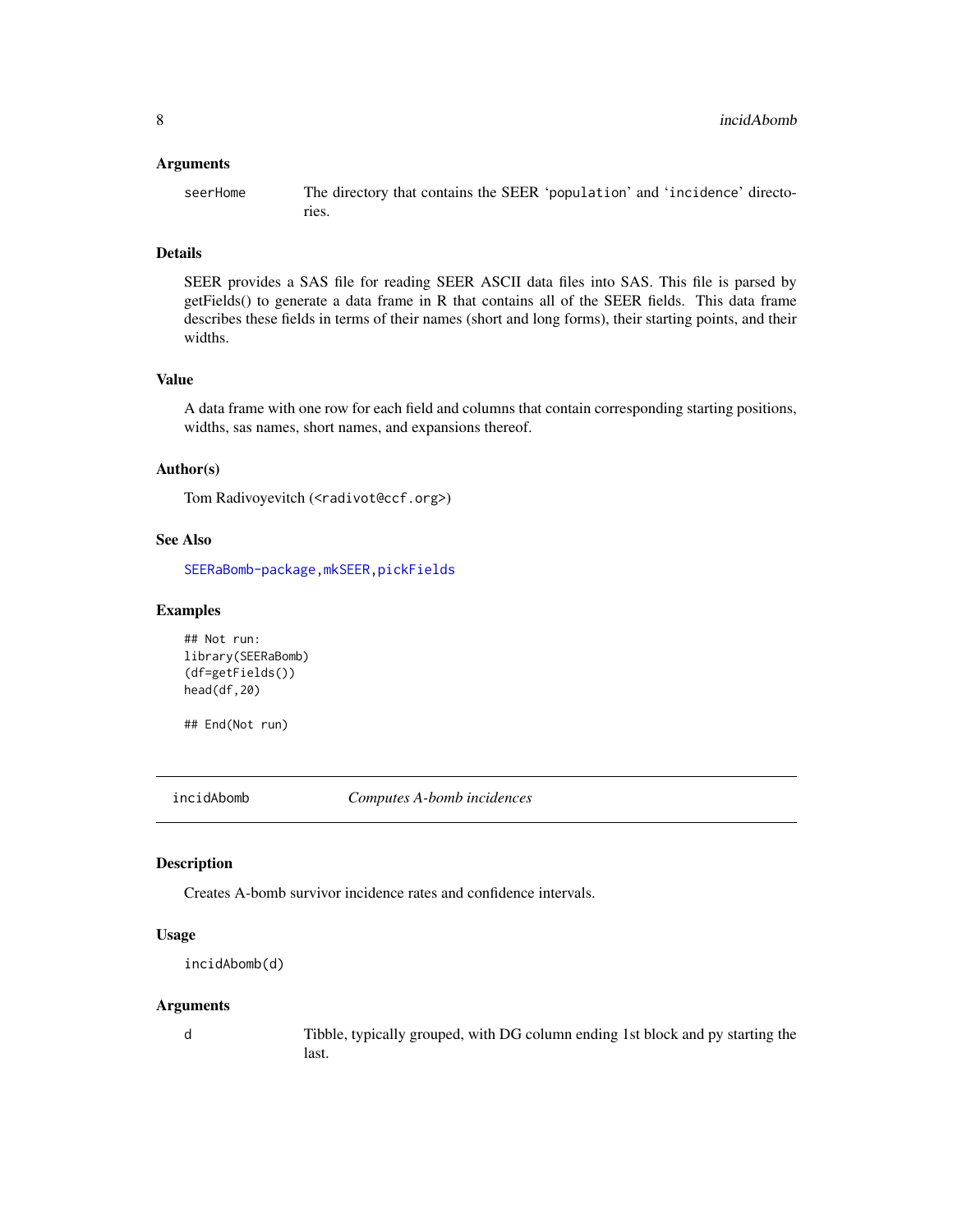### Arguments

`seerHome` The directory that contains the SEER 'population' and 'incidence' directories.

### Details

SEER provides a SAS file for reading SEER ASCII data files into SAS. This file is parsed by getFields() to generate a data frame in R that contains all of the SEER fields. This data frame describes these fields in terms of their names (short and long forms), their starting points, and their widths.

### Value

A data frame with one row for each field and columns that contain corresponding starting positions, widths, sas names, short names, and expansions thereof.

### Author(s)

Tom Radivoyevitch (<radivot@ccf.org>)

### See Also

SEERaBomb-package, mkSEER, pickFields

### Examples

```
## Not run:
library(SEERaBomb)
(df=getFields())
head(df,20)

## End(Not run)
```

---

## incidAbomb — *Computes A-bomb incidences*

### Description

Creates A-bomb survivor incidence rates and confidence intervals.

### Usage

```
incidAbomb(d)
```

### Arguments

`d` Tibble, typically grouped, with DG column ending 1st block and py starting the last.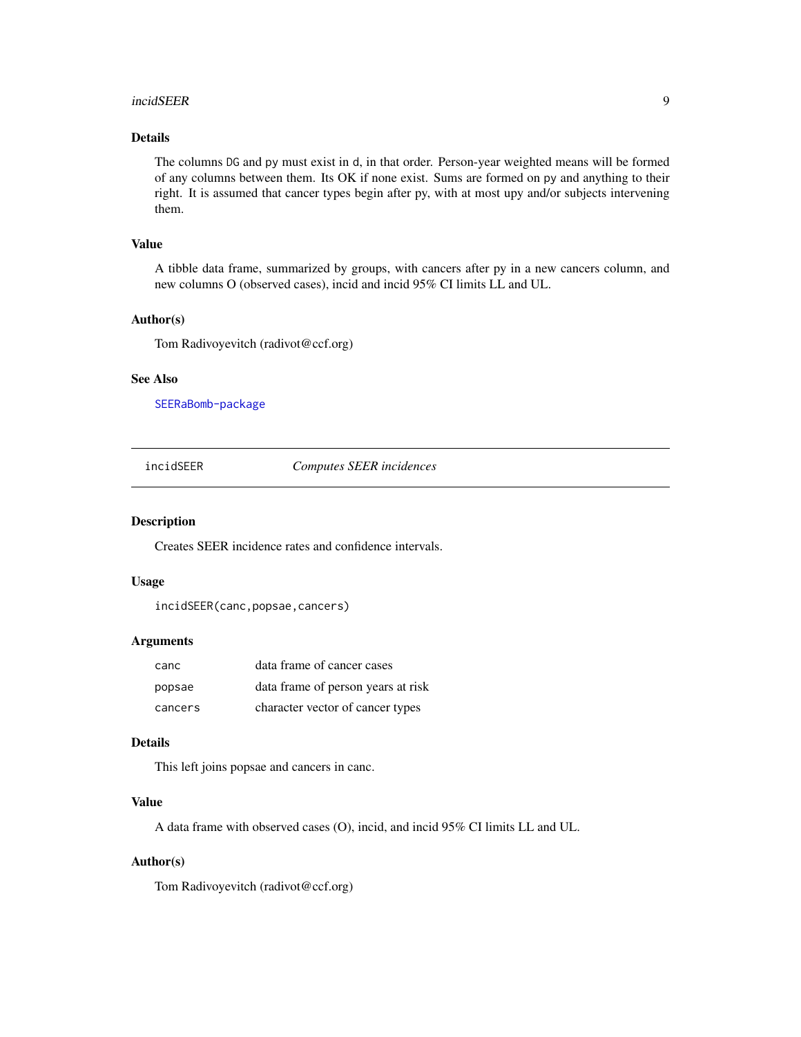### Details

The columns `DG` and `py` must exist in `d`, in that order. Person-year weighted means will be formed of any columns between them. Its OK if none exist. Sums are formed on `py` and anything to their right. It is assumed that cancer types begin after py, with at most upy and/or subjects intervening them.

### Value

A tibble data frame, summarized by groups, with cancers after py in a new cancers column, and new columns O (observed cases), incid and incid 95% CI limits LL and UL.

### Author(s)

Tom Radivoyevitch (radivot@ccf.org)

### See Also

`SEERaBomb-package`

---

## incidSEER — *Computes SEER incidences*

### Description

Creates SEER incidence rates and confidence intervals.

### Usage

```
incidSEER(canc,popsae,cancers)
```

### Arguments

| | |
|---|---|
| `canc` | data frame of cancer cases |
| `popsae` | data frame of person years at risk |
| `cancers` | character vector of cancer types |

### Details

This left joins popsae and cancers in canc.

### Value

A data frame with observed cases (O), incid, and incid 95% CI limits LL and UL.

### Author(s)

Tom Radivoyevitch (radivot@ccf.org)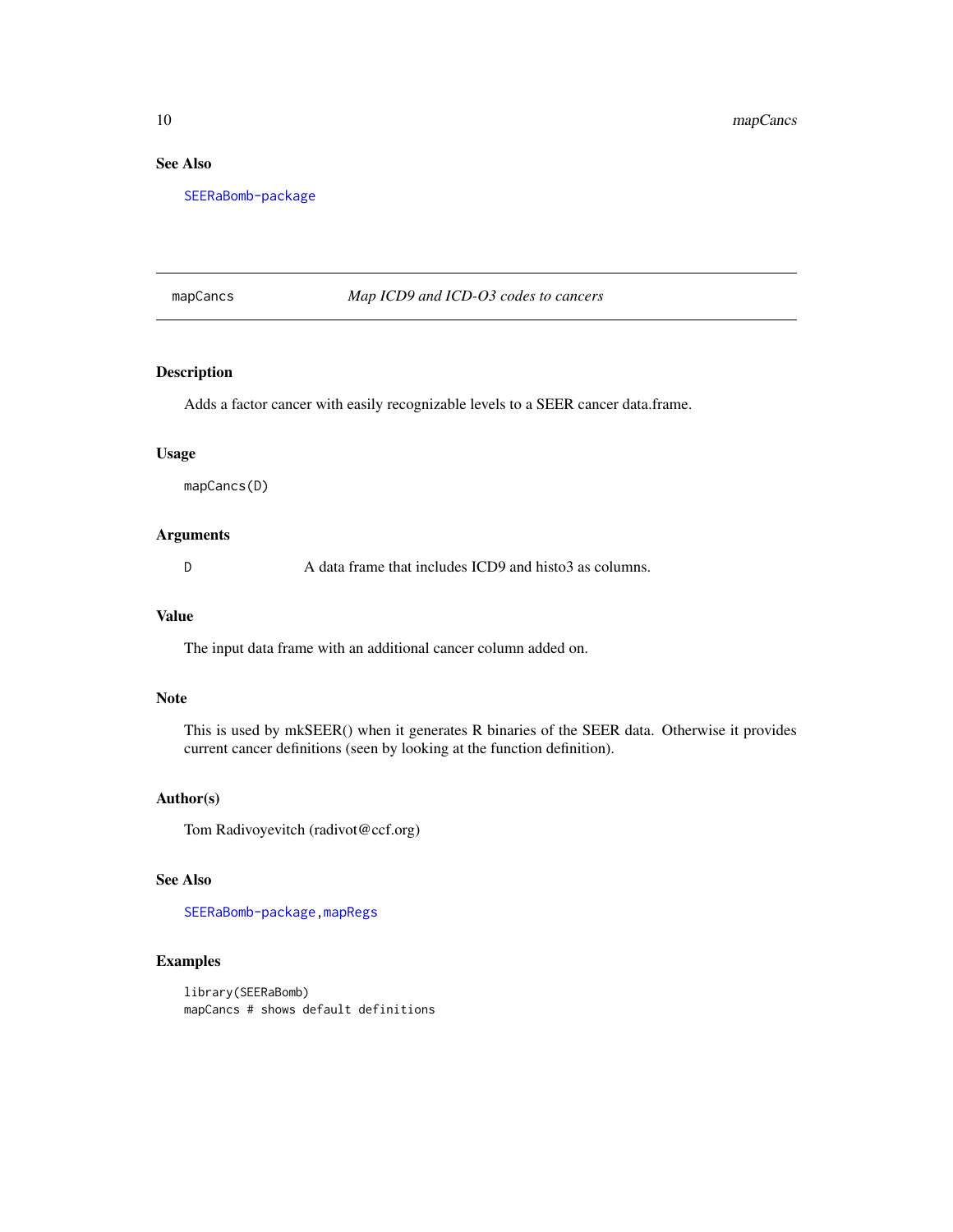### See Also

SEERaBomb-package

---

## mapCancs — *Map ICD9 and ICD-O3 codes to cancers*

### Description

Adds a factor cancer with easily recognizable levels to a SEER cancer data.frame.

### Usage

```
mapCancs(D)
```

### Arguments

| | |
|---|---|
| D | A data frame that includes ICD9 and histo3 as columns. |

### Value

The input data frame with an additional cancer column added on.

### Note

This is used by mkSEER() when it generates R binaries of the SEER data. Otherwise it provides current cancer definitions (seen by looking at the function definition).

### Author(s)

Tom Radivoyevitch (radivot@ccf.org)

### See Also

SEERaBomb-package, mapRegs

### Examples

```
library(SEERaBomb)
mapCancs # shows default definitions
```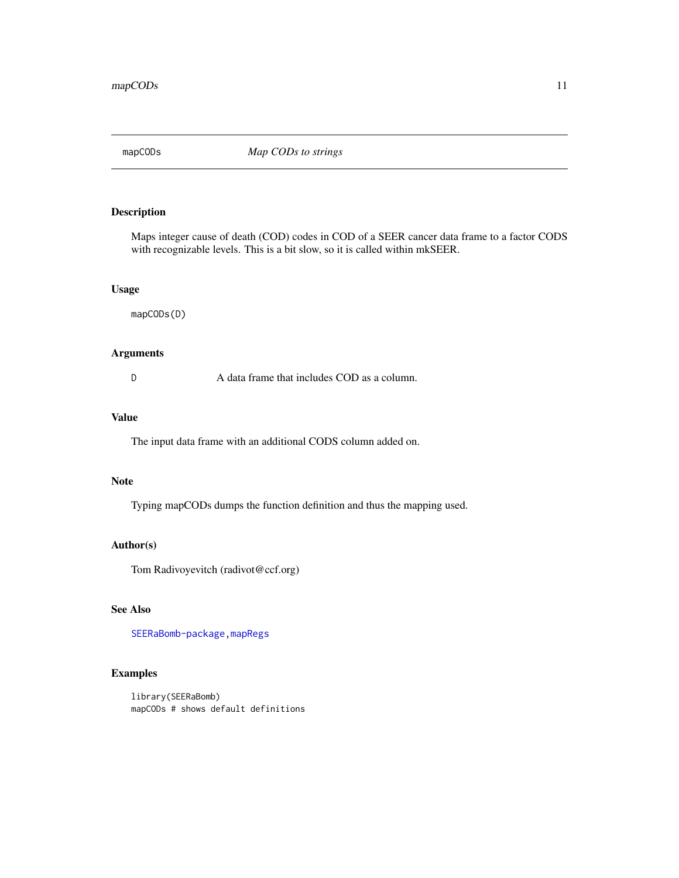## mapCODs — *Map CODs to strings*

### Description

Maps integer cause of death (COD) codes in COD of a SEER cancer data frame to a factor CODS with recognizable levels. This is a bit slow, so it is called within mkSEER.

### Usage

```
mapCODs(D)
```

### Arguments

| | |
|---|---|
| `D` | A data frame that includes COD as a column. |

### Value

The input data frame with an additional CODS column added on.

### Note

Typing mapCODs dumps the function definition and thus the mapping used.

### Author(s)

Tom Radivoyevitch (radivot@ccf.org)

### See Also

`SEERaBomb-package`, `mapRegs`

### Examples

```
library(SEERaBomb)
mapCODs # shows default definitions
```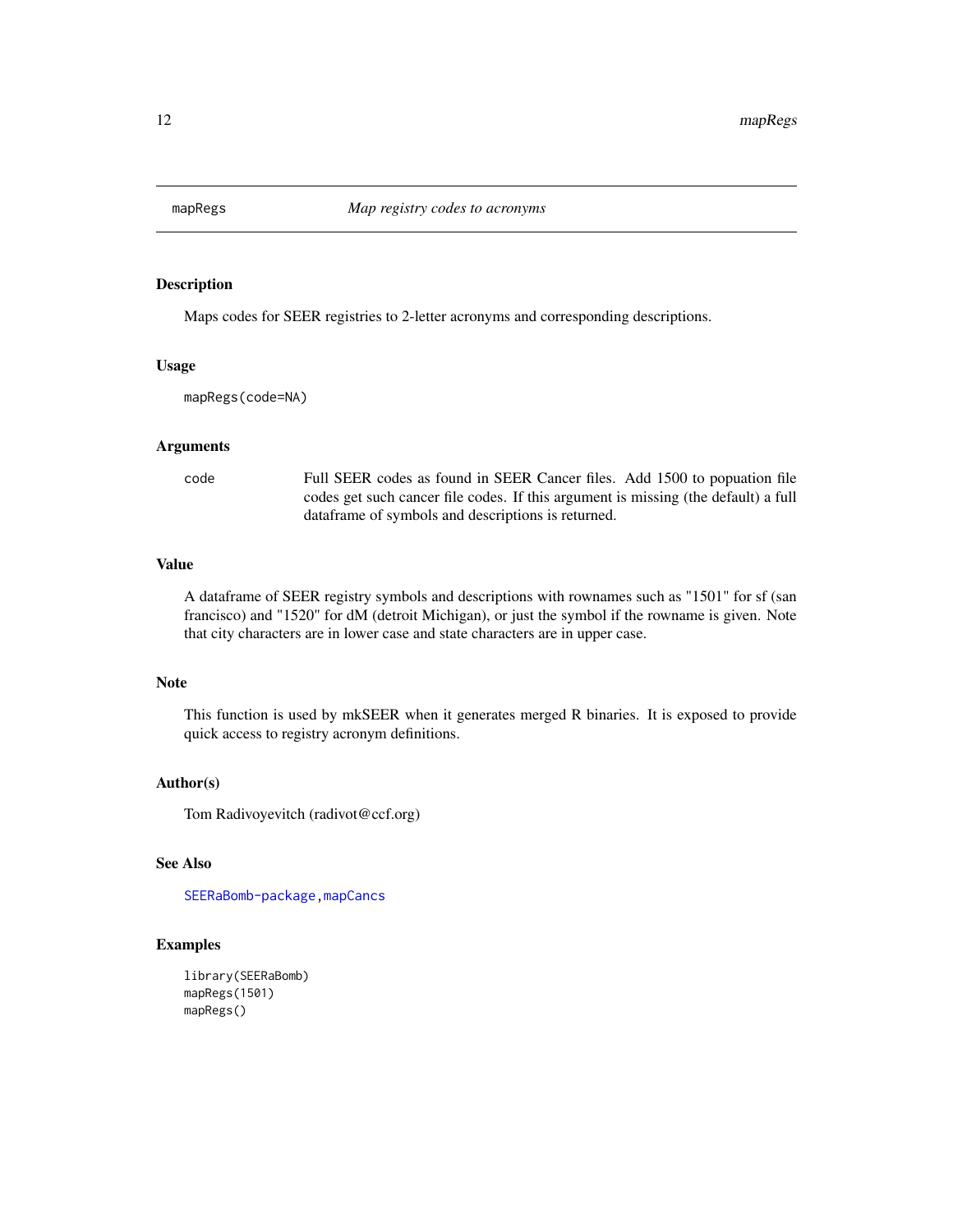# mapRegs — *Map registry codes to acronyms*

## Description

Maps codes for SEER registries to 2-letter acronyms and corresponding descriptions.

## Usage

```
mapRegs(code=NA)
```

## Arguments

| | |
|---|---|
| code | Full SEER codes as found in SEER Cancer files. Add 1500 to popuation file codes get such cancer file codes. If this argument is missing (the default) a full dataframe of symbols and descriptions is returned. |

## Value

A dataframe of SEER registry symbols and descriptions with rownames such as "1501" for sf (san francisco) and "1520" for dM (detroit Michigan), or just the symbol if the rowname is given. Note that city characters are in lower case and state characters are in upper case.

## Note

This function is used by mkSEER when it generates merged R binaries. It is exposed to provide quick access to registry acronym definitions.

## Author(s)

Tom Radivoyevitch (radivot@ccf.org)

## See Also

SEERaBomb-package, mapCancs

## Examples

```
library(SEERaBomb)
mapRegs(1501)
mapRegs()
```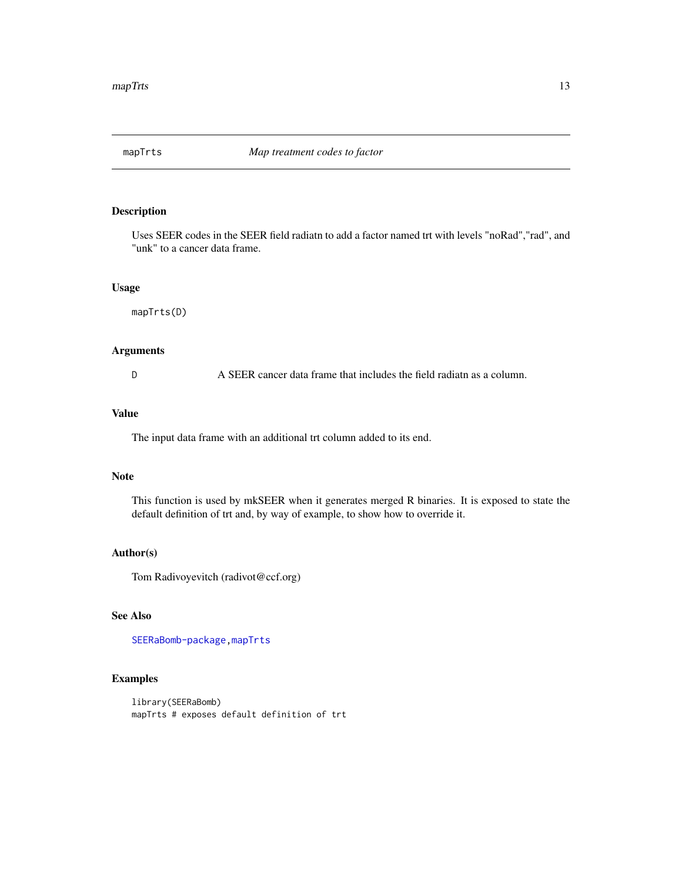# mapTrts *Map treatment codes to factor*

## Description

Uses SEER codes in the SEER field radiatn to add a factor named trt with levels "noRad","rad", and "unk" to a cancer data frame.

## Usage

```
mapTrts(D)
```

## Arguments

| | |
|---|---|
| D | A SEER cancer data frame that includes the field radiatn as a column. |

## Value

The input data frame with an additional trt column added to its end.

## Note

This function is used by mkSEER when it generates merged R binaries. It is exposed to state the default definition of trt and, by way of example, to show how to override it.

## Author(s)

Tom Radivoyevitch (radivot@ccf.org)

## See Also

SEERaBomb-package, mapTrts

## Examples

```
library(SEERaBomb)
mapTrts # exposes default definition of trt
```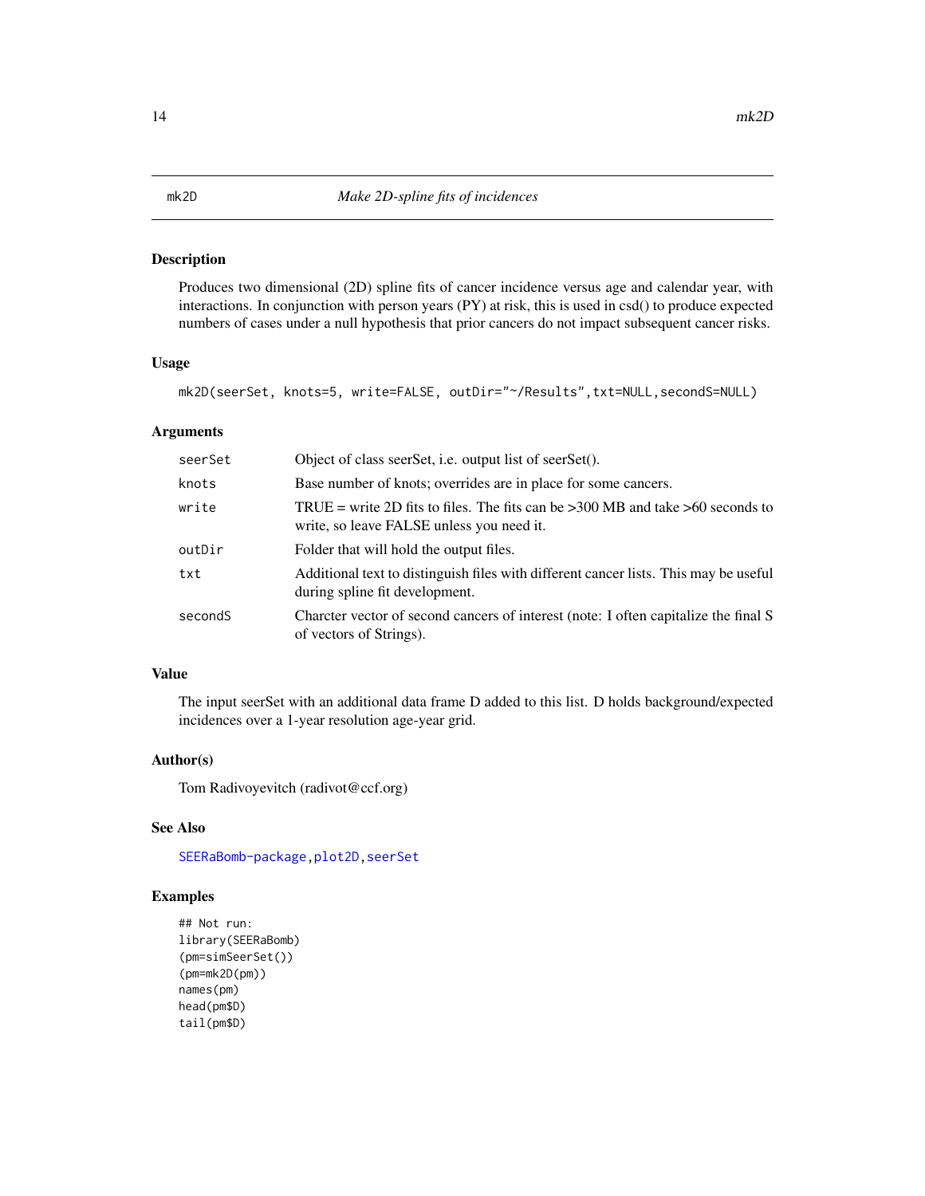# mk2D — *Make 2D-spline fits of incidences*

## Description

Produces two dimensional (2D) spline fits of cancer incidence versus age and calendar year, with interactions. In conjunction with person years (PY) at risk, this is used in csd() to produce expected numbers of cases under a null hypothesis that prior cancers do not impact subsequent cancer risks.

## Usage

```
mk2D(seerSet, knots=5, write=FALSE, outDir="~/Results",txt=NULL,secondS=NULL)
```

## Arguments

| | |
|---|---|
| `seerSet` | Object of class seerSet, i.e. output list of seerSet(). |
| `knots` | Base number of knots; overrides are in place for some cancers. |
| `write` | TRUE = write 2D fits to files. The fits can be >300 MB and take >60 seconds to write, so leave FALSE unless you need it. |
| `outDir` | Folder that will hold the output files. |
| `txt` | Additional text to distinguish files with different cancer lists. This may be useful during spline fit development. |
| `secondS` | Charcter vector of second cancers of interest (note: I often capitalize the final S of vectors of Strings). |

## Value

The input seerSet with an additional data frame D added to this list. D holds background/expected incidences over a 1-year resolution age-year grid.

## Author(s)

Tom Radivoyevitch (radivot@ccf.org)

## See Also

SEERaBomb-package, plot2D, seerSet

## Examples

```
## Not run:
library(SEERaBomb)
(pm=simSeerSet())
(pm=mk2D(pm))
names(pm)
head(pm$D)
tail(pm$D)
```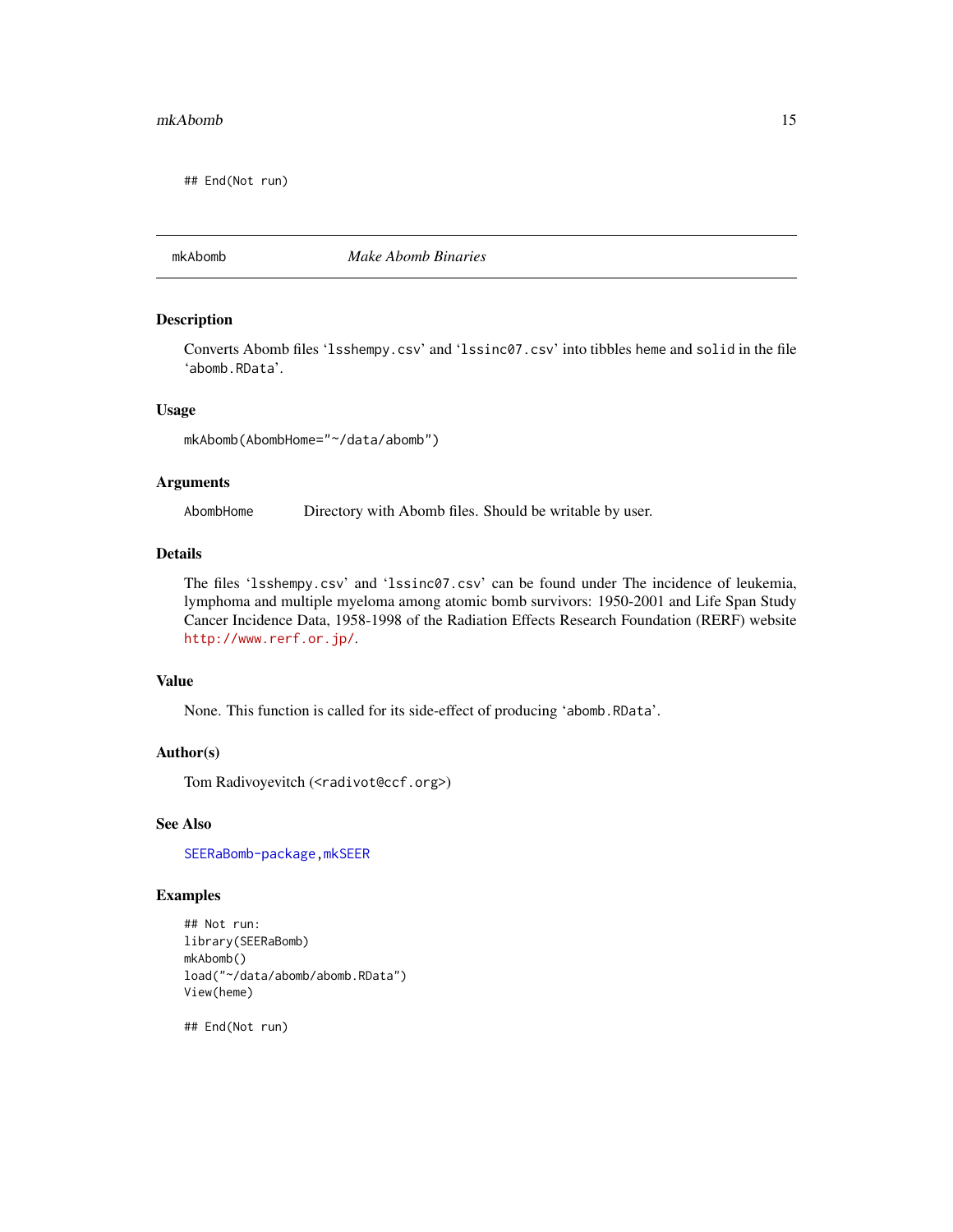```
## End(Not run)
```

---

# mkAbomb — *Make Abomb Binaries*

## Description

Converts Abomb files 'lsshempy.csv' and 'lssinc07.csv' into tibbles heme and solid in the file 'abomb.RData'.

## Usage

```
mkAbomb(AbombHome="~/data/abomb")
```

## Arguments

| | |
|---|---|
| AbombHome | Directory with Abomb files. Should be writable by user. |

## Details

The files 'lsshempy.csv' and 'lssinc07.csv' can be found under The incidence of leukemia, lymphoma and multiple myeloma among atomic bomb survivors: 1950-2001 and Life Span Study Cancer Incidence Data, 1958-1998 of the Radiation Effects Research Foundation (RERF) website http://www.rerf.or.jp/.

## Value

None. This function is called for its side-effect of producing 'abomb.RData'.

## Author(s)

Tom Radivoyevitch (<radivot@ccf.org>)

## See Also

SEERaBomb-package, mkSEER

## Examples

```
## Not run:
library(SEERaBomb)
mkAbomb()
load("~/data/abomb/abomb.RData")
View(heme)

## End(Not run)
```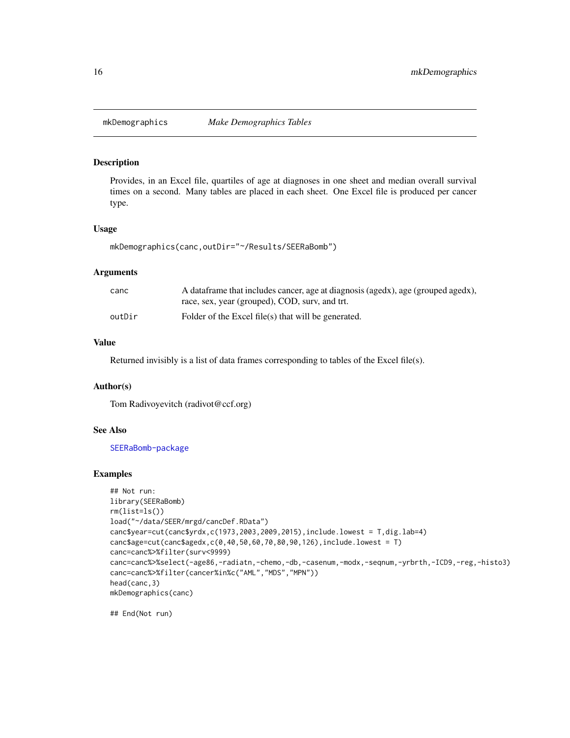# mkDemographics — *Make Demographics Tables*

## Description

Provides, in an Excel file, quartiles of age at diagnoses in one sheet and median overall survival times on a second. Many tables are placed in each sheet. One Excel file is produced per cancer type.

## Usage

```
mkDemographics(canc,outDir="~/Results/SEERaBomb")
```

## Arguments

| | |
|---|---|
| canc | A dataframe that includes cancer, age at diagnosis (agedx), age (grouped agedx), race, sex, year (grouped), COD, surv, and trt. |
| outDir | Folder of the Excel file(s) that will be generated. |

## Value

Returned invisibly is a list of data frames corresponding to tables of the Excel file(s).

## Author(s)

Tom Radivoyevitch (radivot@ccf.org)

## See Also

SEERaBomb-package

## Examples

```
## Not run:
library(SEERaBomb)
rm(list=ls())
load("~/data/SEER/mrgd/cancDef.RData")
canc$year=cut(canc$yrdx,c(1973,2003,2009,2015),include.lowest = T,dig.lab=4)
canc$age=cut(canc$agedx,c(0,40,50,60,70,80,90,126),include.lowest = T)
canc=canc%>%filter(surv<9999)
canc=canc%>%select(-age86,-radiatn,-chemo,-db,-casenum,-modx,-seqnum,-yrbrth,-ICD9,-reg,-histo3)
canc=canc%>%filter(cancer%in%c("AML","MDS","MPN"))
head(canc,3)
mkDemographics(canc)

## End(Not run)
```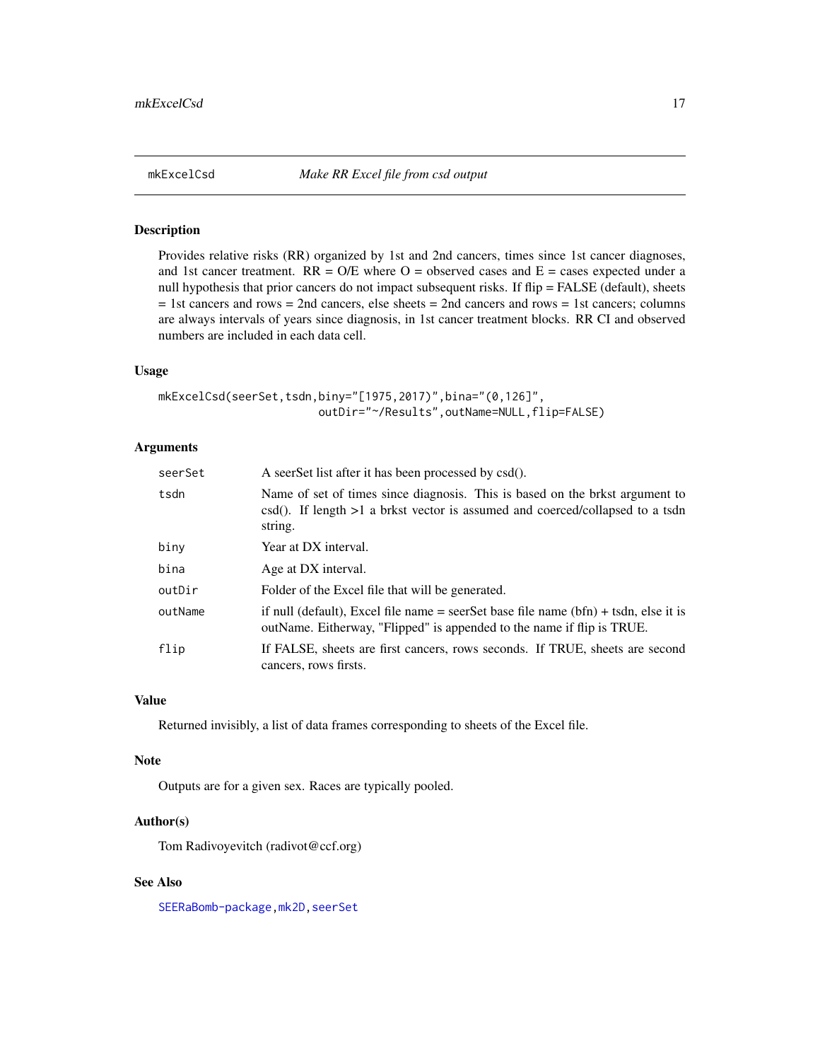# mkExcelCsd — *Make RR Excel file from csd output*

## Description

Provides relative risks (RR) organized by 1st and 2nd cancers, times since 1st cancer diagnoses, and 1st cancer treatment. RR = O/E where O = observed cases and E = cases expected under a null hypothesis that prior cancers do not impact subsequent risks. If flip = FALSE (default), sheets = 1st cancers and rows = 2nd cancers, else sheets = 2nd cancers and rows = 1st cancers; columns are always intervals of years since diagnosis, in 1st cancer treatment blocks. RR CI and observed numbers are included in each data cell.

## Usage

```
mkExcelCsd(seerSet,tsdn,biny="[1975,2017)",bina="(0,126]",
                        outDir="~/Results",outName=NULL,flip=FALSE)
```

## Arguments

| | |
|---|---|
| seerSet | A seerSet list after it has been processed by csd(). |
| tsdn | Name of set of times since diagnosis. This is based on the brkst argument to csd(). If length >1 a brkst vector is assumed and coerced/collapsed to a tsdn string. |
| biny | Year at DX interval. |
| bina | Age at DX interval. |
| outDir | Folder of the Excel file that will be generated. |
| outName | if null (default), Excel file name = seerSet base file name (bfn) + tsdn, else it is outName. Eitherway, "Flipped" is appended to the name if flip is TRUE. |
| flip | If FALSE, sheets are first cancers, rows seconds. If TRUE, sheets are second cancers, rows firsts. |

## Value

Returned invisibly, a list of data frames corresponding to sheets of the Excel file.

## Note

Outputs are for a given sex. Races are typically pooled.

## Author(s)

Tom Radivoyevitch (radivot@ccf.org)

## See Also

SEERaBomb-package, mk2D, seerSet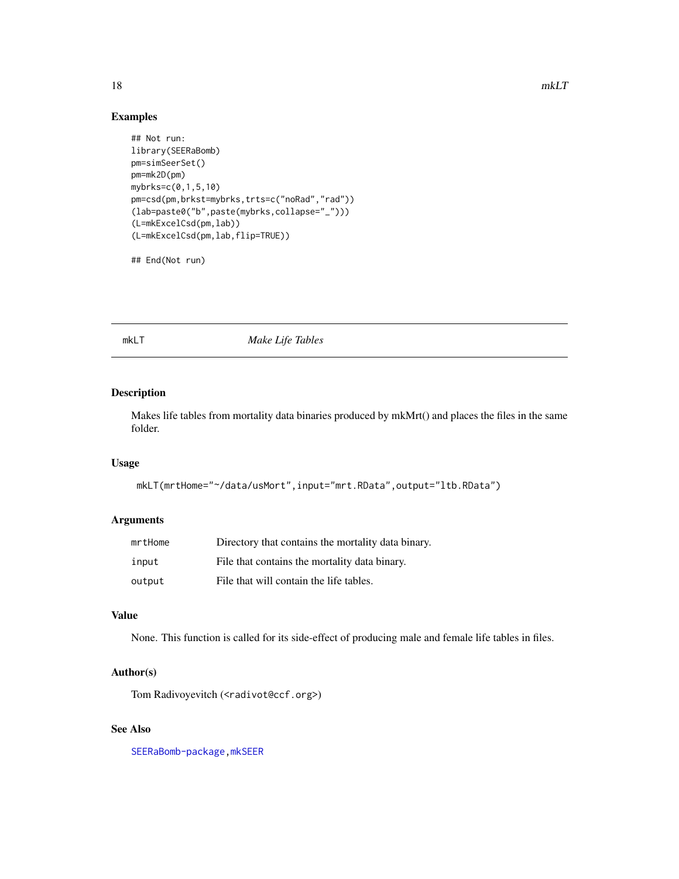## Examples

```
## Not run:
library(SEERaBomb)
pm=simSeerSet()
pm=mk2D(pm)
mybrks=c(0,1,5,10)
pm=csd(pm,brkst=mybrks,trts=c("noRad","rad"))
(lab=paste0("b",paste(mybrks,collapse="_")))
(L=mkExcelCsd(pm,lab))
(L=mkExcelCsd(pm,lab,flip=TRUE))

## End(Not run)
```

---

# mkLT *Make Life Tables*

## Description

Makes life tables from mortality data binaries produced by mkMrt() and places the files in the same folder.

## Usage

```
mkLT(mrtHome="~/data/usMort",input="mrt.RData",output="ltb.RData")
```

## Arguments

| | |
|---|---|
| mrtHome | Directory that contains the mortality data binary. |
| input | File that contains the mortality data binary. |
| output | File that will contain the life tables. |

## Value

None. This function is called for its side-effect of producing male and female life tables in files.

## Author(s)

Tom Radivoyevitch (<radivot@ccf.org>)

## See Also

SEERaBomb-package, mkSEER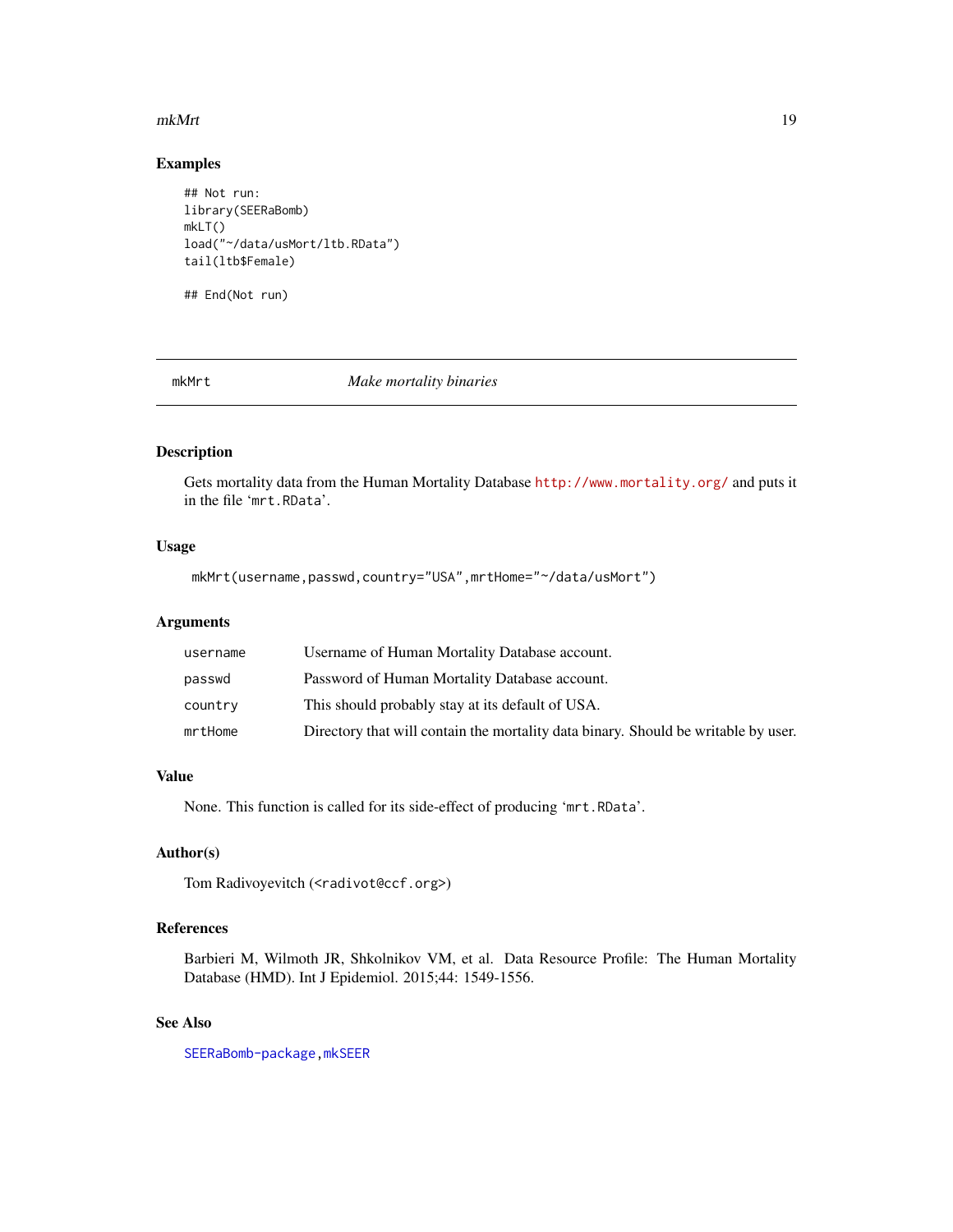## Examples

```
## Not run:
library(SEERaBomb)
mkLT()
load("~/data/usMort/ltb.RData")
tail(ltb$Female)

## End(Not run)
```

---

mkMrt *Make mortality binaries*

---

## Description

Gets mortality data from the Human Mortality Database http://www.mortality.org/ and puts it in the file 'mrt.RData'.

## Usage

```
mkMrt(username,passwd,country="USA",mrtHome="~/data/usMort")
```

## Arguments

| | |
|---|---|
| username | Username of Human Mortality Database account. |
| passwd | Password of Human Mortality Database account. |
| country | This should probably stay at its default of USA. |
| mrtHome | Directory that will contain the mortality data binary. Should be writable by user. |

## Value

None. This function is called for its side-effect of producing 'mrt.RData'.

## Author(s)

Tom Radivoyevitch (<radivot@ccf.org>)

## References

Barbieri M, Wilmoth JR, Shkolnikov VM, et al. Data Resource Profile: The Human Mortality Database (HMD). Int J Epidemiol. 2015;44: 1549-1556.

## See Also

SEERaBomb-package,mkSEER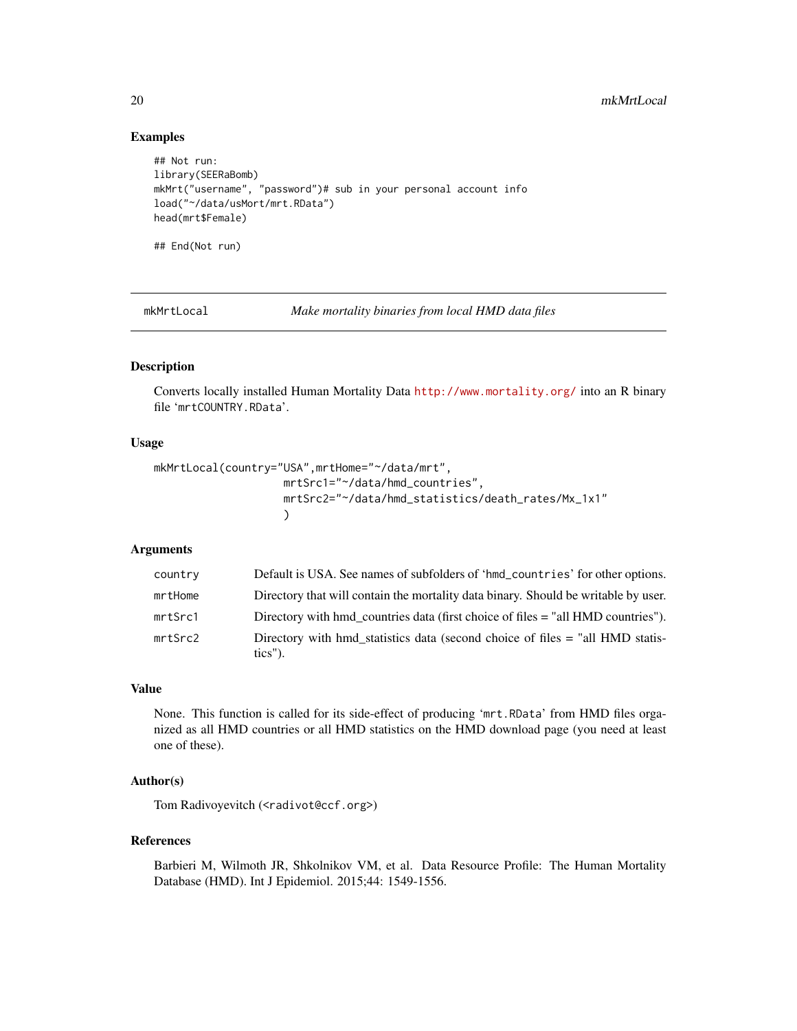## Examples

```
## Not run:
library(SEERaBomb)
mkMrt("username", "password")# sub in your personal account info
load("~/data/usMort/mrt.RData")
head(mrt$Female)

## End(Not run)
```

---

## mkMrtLocal — *Make mortality binaries from local HMD data files*

---

### Description

Converts locally installed Human Mortality Data http://www.mortality.org/ into an R binary file 'mrtCOUNTRY.RData'.

### Usage

```
mkMrtLocal(country="USA",mrtHome="~/data/mrt",
                    mrtSrc1="~/data/hmd_countries",
                    mrtSrc2="~/data/hmd_statistics/death_rates/Mx_1x1"
                    )
```

### Arguments

| | |
|---|---|
| country | Default is USA. See names of subfolders of 'hmd_countries' for other options. |
| mrtHome | Directory that will contain the mortality data binary. Should be writable by user. |
| mrtSrc1 | Directory with hmd_countries data (first choice of files = "all HMD countries"). |
| mrtSrc2 | Directory with hmd_statistics data (second choice of files = "all HMD statistics"). |

### Value

None. This function is called for its side-effect of producing 'mrt.RData' from HMD files organized as all HMD countries or all HMD statistics on the HMD download page (you need at least one of these).

### Author(s)

Tom Radivoyevitch (<radivot@ccf.org>)

### References

Barbieri M, Wilmoth JR, Shkolnikov VM, et al. Data Resource Profile: The Human Mortality Database (HMD). Int J Epidemiol. 2015;44: 1549-1556.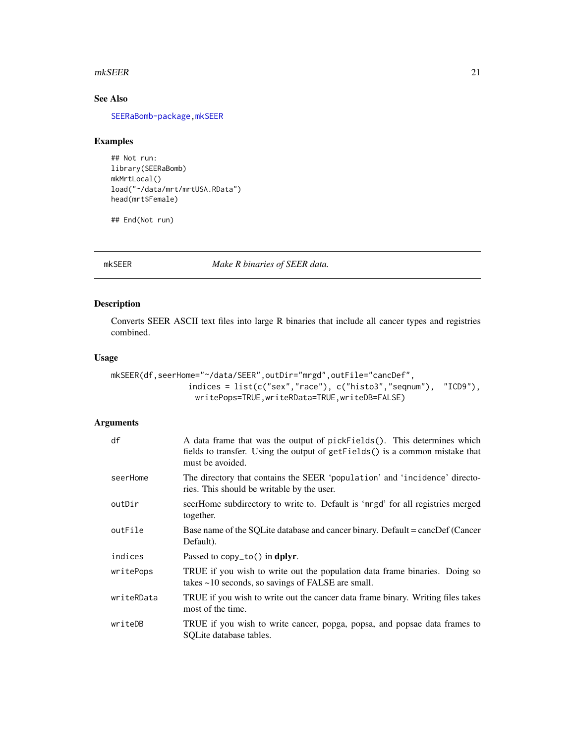## See Also

SEERaBomb-package, mkSEER

## Examples

```
## Not run:
library(SEERaBomb)
mkMrtLocal()
load("~/data/mrt/mrtUSA.RData")
head(mrt$Female)

## End(Not run)
```

---

# mkSEER *Make R binaries of SEER data.*

---

## Description

Converts SEER ASCII text files into large R binaries that include all cancer types and registries combined.

## Usage

```
mkSEER(df,seerHome="~/data/SEER",outDir="mrgd",outFile="cancDef",
               indices = list(c("sex","race"), c("histo3","seqnum"),  "ICD9"),
                 writePops=TRUE,writeRData=TRUE,writeDB=FALSE)
```

## Arguments

| | |
|---|---|
| df | A data frame that was the output of `pickFields()`. This determines which fields to transfer. Using the output of `getFields()` is a common mistake that must be avoided. |
| seerHome | The directory that contains the SEER 'population' and 'incidence' directories. This should be writable by the user. |
| outDir | seerHome subdirectory to write to. Default is 'mrgd' for all registries merged together. |
| outFile | Base name of the SQLite database and cancer binary. Default = cancDef (Cancer Default). |
| indices | Passed to `copy_to()` in **dplyr**. |
| writePops | TRUE if you wish to write out the population data frame binaries. Doing so takes ~10 seconds, so savings of FALSE are small. |
| writeRData | TRUE if you wish to write out the cancer data frame binary. Writing files takes most of the time. |
| writeDB | TRUE if you wish to write cancer, popga, popsa, and popsae data frames to SQLite database tables. |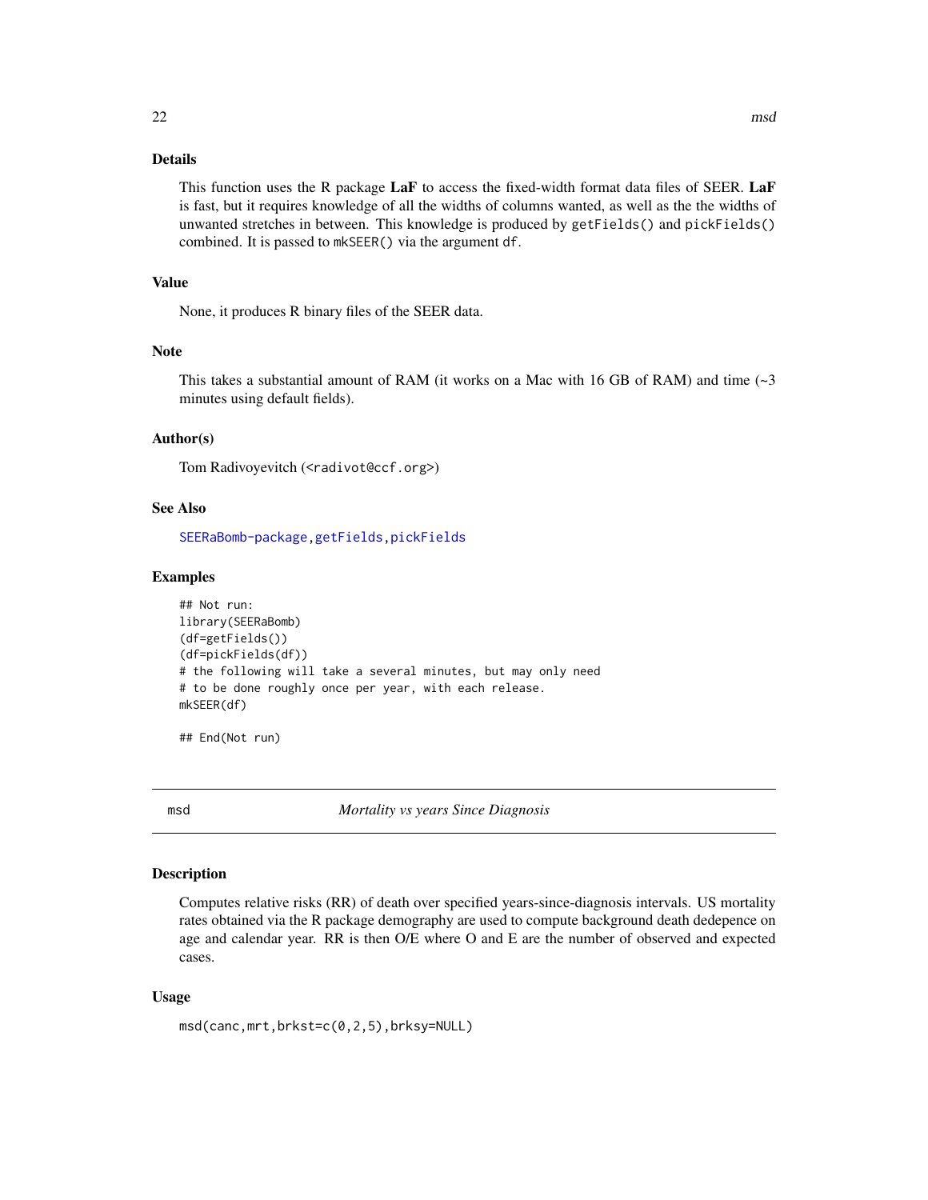### Details

This function uses the R package **LaF** to access the fixed-width format data files of SEER. **LaF** is fast, but it requires knowledge of all the widths of columns wanted, as well as the the widths of unwanted stretches in between. This knowledge is produced by `getFields()` and `pickFields()` combined. It is passed to `mkSEER()` via the argument `df`.

### Value

None, it produces R binary files of the SEER data.

### Note

This takes a substantial amount of RAM (it works on a Mac with 16 GB of RAM) and time (~3 minutes using default fields).

### Author(s)

Tom Radivoyevitch (<radivot@ccf.org>)

### See Also

SEERaBomb-package, getFields, pickFields

### Examples

```
## Not run:
library(SEERaBomb)
(df=getFields())
(df=pickFields(df))
# the following will take a several minutes, but may only need
# to be done roughly once per year, with each release.
mkSEER(df)

## End(Not run)
```

---

## msd — *Mortality vs years Since Diagnosis*

### Description

Computes relative risks (RR) of death over specified years-since-diagnosis intervals. US mortality rates obtained via the R package demography are used to compute background death dedepence on age and calendar year. RR is then O/E where O and E are the number of observed and expected cases.

### Usage

```
msd(canc,mrt,brkst=c(0,2,5),brksy=NULL)
```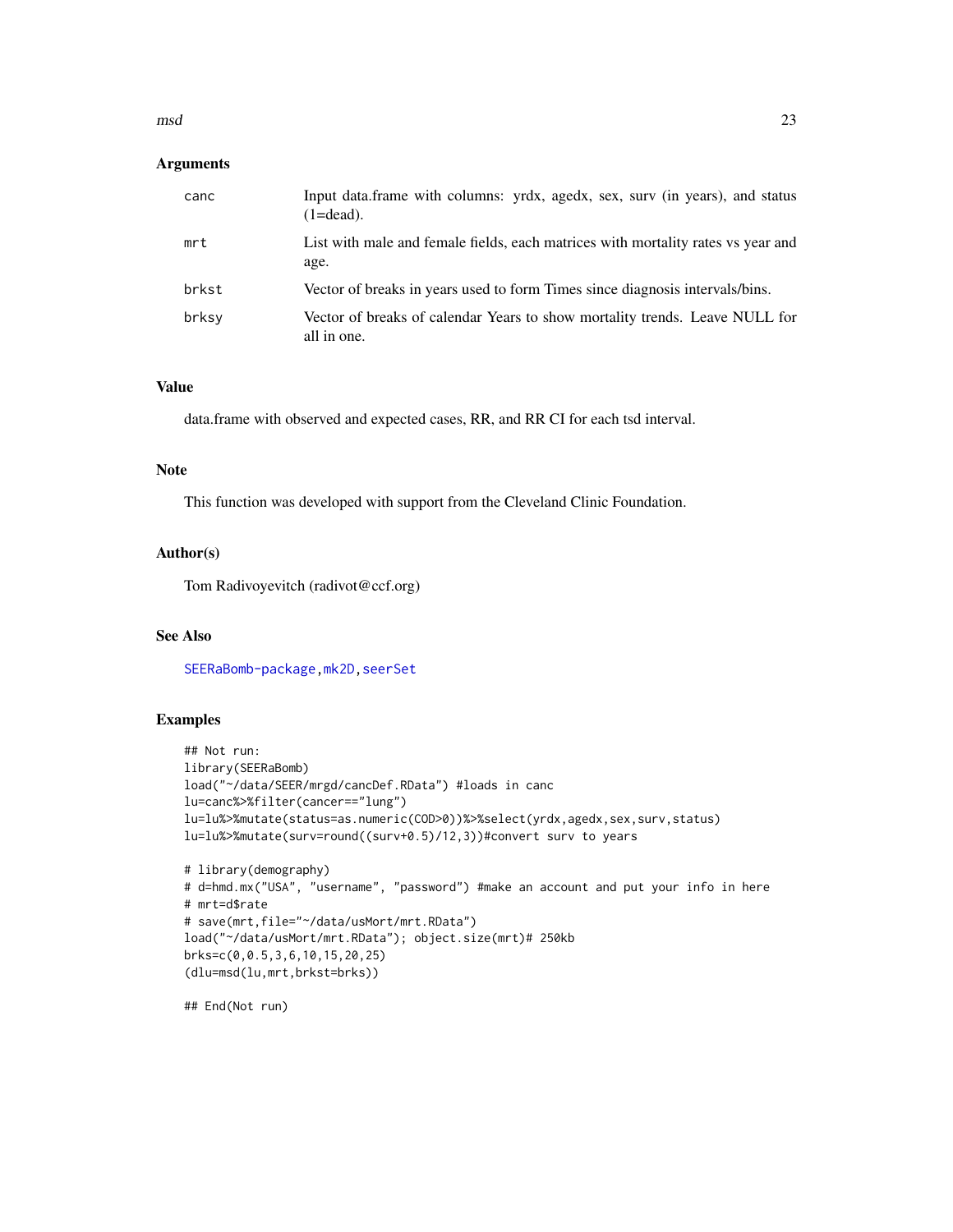## Arguments

| | |
|---|---|
| canc | Input data.frame with columns: yrdx, agedx, sex, surv (in years), and status (1=dead). |
| mrt | List with male and female fields, each matrices with mortality rates vs year and age. |
| brkst | Vector of breaks in years used to form Times since diagnosis intervals/bins. |
| brksy | Vector of breaks of calendar Years to show mortality trends. Leave NULL for all in one. |

## Value

data.frame with observed and expected cases, RR, and RR CI for each tsd interval.

## Note

This function was developed with support from the Cleveland Clinic Foundation.

## Author(s)

Tom Radivoyevitch (radivot@ccf.org)

## See Also

SEERaBomb-package, mk2D, seerSet

## Examples

```
## Not run:
library(SEERaBomb)
load("~/data/SEER/mrgd/cancDef.RData") #loads in canc
lu=canc%>%filter(cancer=="lung")
lu=lu%>%mutate(status=as.numeric(COD>0))%>%select(yrdx,agedx,sex,surv,status)
lu=lu%>%mutate(surv=round((surv+0.5)/12,3))#convert surv to years

# library(demography)
# d=hmd.mx("USA", "username", "password") #make an account and put your info in here
# mrt=d$rate
# save(mrt,file="~/data/usMort/mrt.RData")
load("~/data/usMort/mrt.RData"); object.size(mrt)# 250kb
brks=c(0,0.5,3,6,10,15,20,25)
(dlu=msd(lu,mrt,brkst=brks))

## End(Not run)
```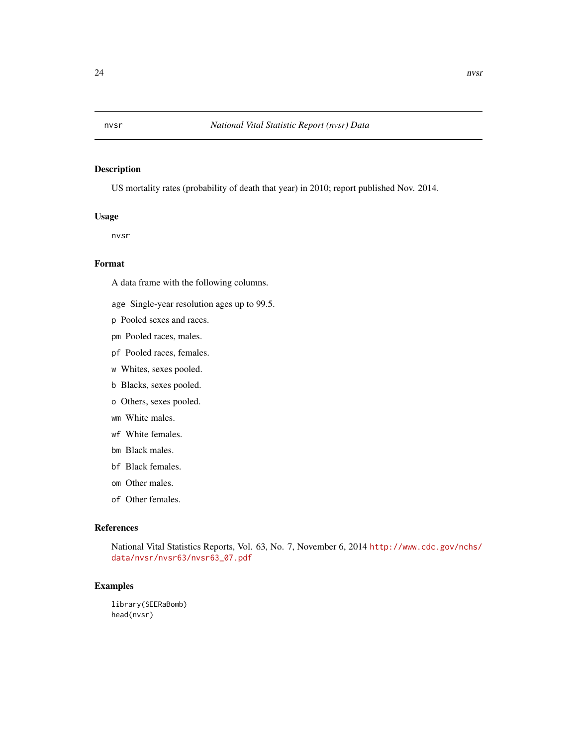# nvsr — *National Vital Statistic Report (nvsr) Data*

## Description

US mortality rates (probability of death that year) in 2010; report published Nov. 2014.

## Usage

```
nvsr
```

## Format

A data frame with the following columns.

- `age` Single-year resolution ages up to 99.5.
- `p` Pooled sexes and races.
- `pm` Pooled races, males.
- `pf` Pooled races, females.
- `w` Whites, sexes pooled.
- `b` Blacks, sexes pooled.
- `o` Others, sexes pooled.
- `wm` White males.
- `wf` White females.
- `bm` Black males.
- `bf` Black females.
- `om` Other males.
- `of` Other females.

## References

National Vital Statistics Reports, Vol. 63, No. 7, November 6, 2014 http://www.cdc.gov/nchs/data/nvsr/nvsr63/nvsr63_07.pdf

## Examples

```
library(SEERaBomb)
head(nvsr)
```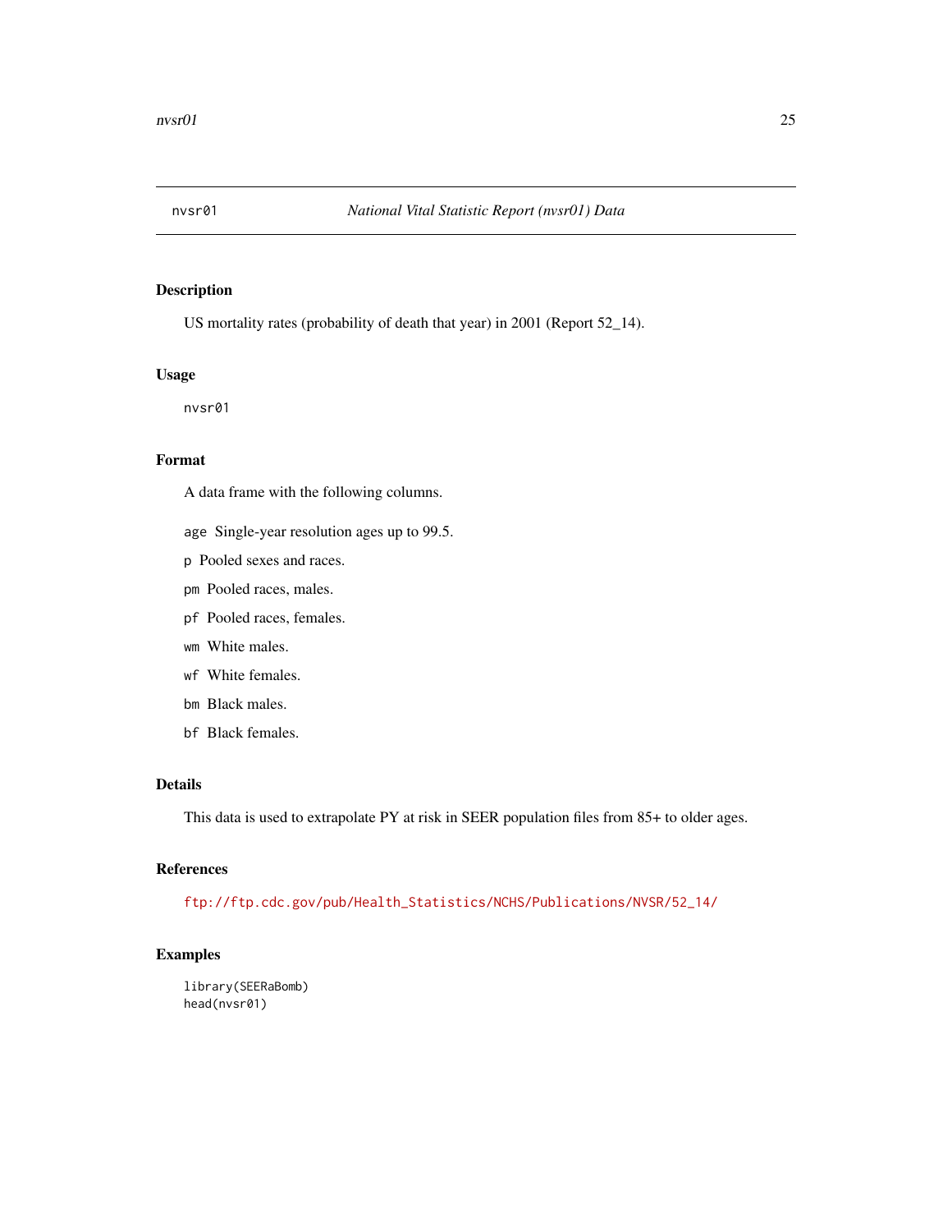nvsr01 *National Vital Statistic Report (nvsr01) Data*

## Description

US mortality rates (probability of death that year) in 2001 (Report 52_14).

## Usage

```
nvsr01
```

## Format

A data frame with the following columns.

- `age` Single-year resolution ages up to 99.5.
- `p` Pooled sexes and races.
- `pm` Pooled races, males.
- `pf` Pooled races, females.
- `wm` White males.
- `wf` White females.
- `bm` Black males.
- `bf` Black females.

## Details

This data is used to extrapolate PY at risk in SEER population files from 85+ to older ages.

## References

ftp://ftp.cdc.gov/pub/Health_Statistics/NCHS/Publications/NVSR/52_14/

## Examples

```
library(SEERaBomb)
head(nvsr01)
```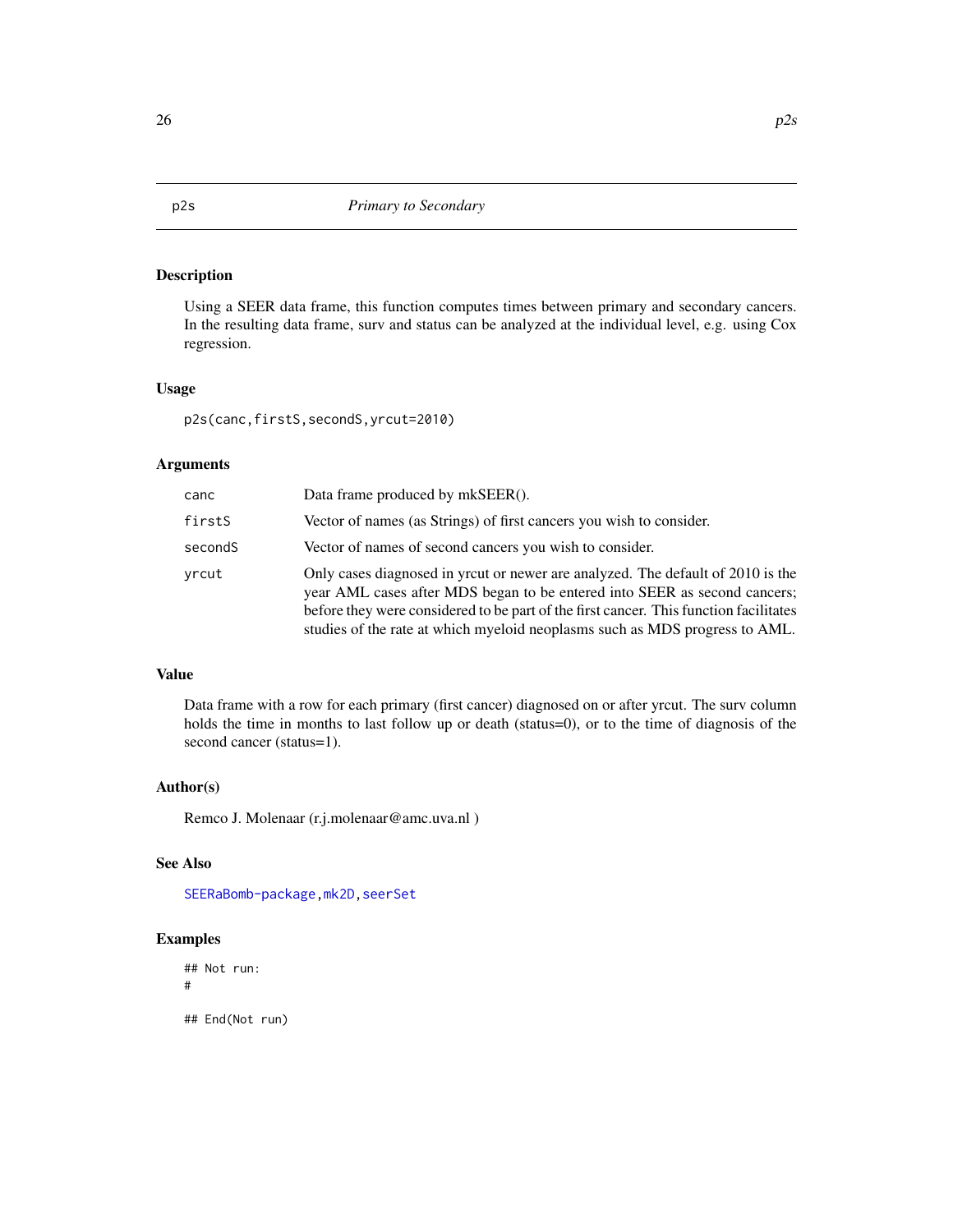## p2s — *Primary to Secondary*

### Description

Using a SEER data frame, this function computes times between primary and secondary cancers. In the resulting data frame, surv and status can be analyzed at the individual level, e.g. using Cox regression.

### Usage

```
p2s(canc,firstS,secondS,yrcut=2010)
```

### Arguments

| | |
|---|---|
| `canc` | Data frame produced by mkSEER(). |
| `firstS` | Vector of names (as Strings) of first cancers you wish to consider. |
| `secondS` | Vector of names of second cancers you wish to consider. |
| `yrcut` | Only cases diagnosed in yrcut or newer are analyzed. The default of 2010 is the year AML cases after MDS began to be entered into SEER as second cancers; before they were considered to be part of the first cancer. This function facilitates studies of the rate at which myeloid neoplasms such as MDS progress to AML. |

### Value

Data frame with a row for each primary (first cancer) diagnosed on or after yrcut. The surv column holds the time in months to last follow up or death (status=0), or to the time of diagnosis of the second cancer (status=1).

### Author(s)

Remco J. Molenaar (r.j.molenaar@amc.uva.nl )

### See Also

`SEERaBomb-package`, `mk2D`, `seerSet`

### Examples

```
## Not run:
#

## End(Not run)
```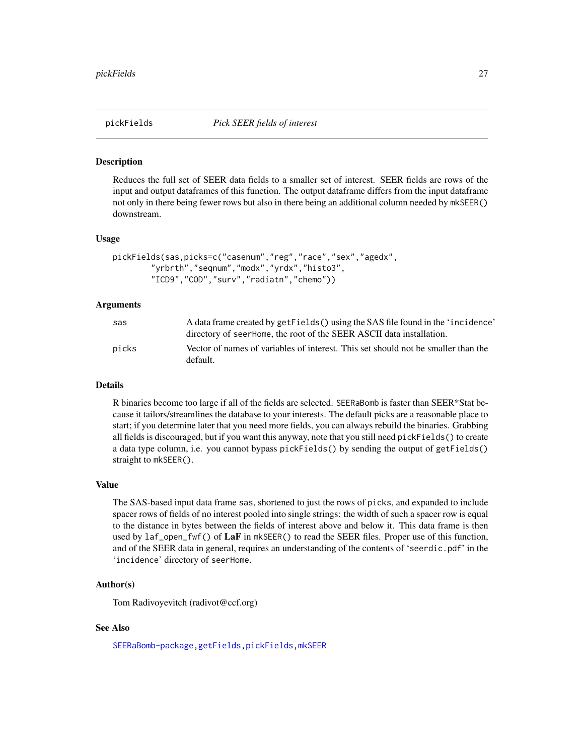pickFields *Pick SEER fields of interest*

## Description

Reduces the full set of SEER data fields to a smaller set of interest. SEER fields are rows of the input and output dataframes of this function. The output dataframe differs from the input dataframe not only in there being fewer rows but also in there being an additional column needed by `mkSEER()` downstream.

## Usage

```
pickFields(sas,picks=c("casenum","reg","race","sex","agedx",
        "yrbrth","seqnum","modx","yrdx","histo3",
        "ICD9","COD","surv","radiatn","chemo"))
```

## Arguments

| | |
|---|---|
| `sas` | A data frame created by `getFields()` using the SAS file found in the '`incidence`' directory of `seerHome`, the root of the SEER ASCII data installation. |
| `picks` | Vector of names of variables of interest. This set should not be smaller than the default. |

## Details

R binaries become too large if all of the fields are selected. `SEERaBomb` is faster than SEER*Stat because it tailors/streamlines the database to your interests. The default picks are a reasonable place to start; if you determine later that you need more fields, you can always rebuild the binaries. Grabbing all fields is discouraged, but if you want this anyway, note that you still need `pickFields()` to create a data type column, i.e. you cannot bypass `pickFields()` by sending the output of `getFields()` straight to `mkSEER()`.

## Value

The SAS-based input data frame `sas`, shortened to just the rows of `picks`, and expanded to include spacer rows of fields of no interest pooled into single strings: the width of such a spacer row is equal to the distance in bytes between the fields of interest above and below it. This data frame is then used by `laf_open_fwf()` of **LaF** in `mkSEER()` to read the SEER files. Proper use of this function, and of the SEER data in general, requires an understanding of the contents of '`seerdic.pdf`' in the '`incidence`' directory of `seerHome`.

## Author(s)

Tom Radivoyevitch (radivot@ccf.org)

## See Also

`SEERaBomb-package`, `getFields`, `pickFields`, `mkSEER`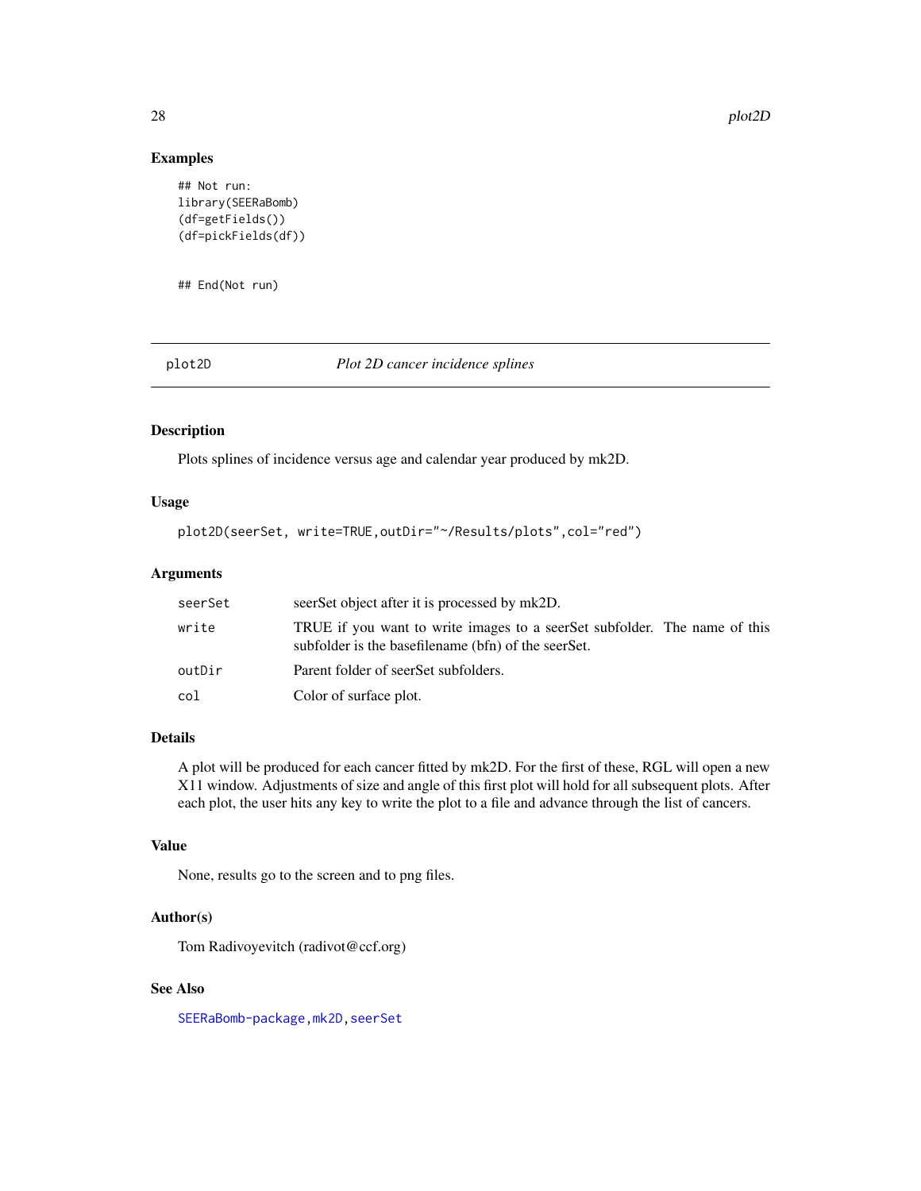## Examples

```
## Not run:
library(SEERaBomb)
(df=getFields())
(df=pickFields(df))


## End(Not run)
```

---

# plot2D — *Plot 2D cancer incidence splines*

## Description

Plots splines of incidence versus age and calendar year produced by mk2D.

## Usage

```
plot2D(seerSet, write=TRUE,outDir="~/Results/plots",col="red")
```

## Arguments

| | |
|---|---|
| seerSet | seerSet object after it is processed by mk2D. |
| write | TRUE if you want to write images to a seerSet subfolder. The name of this subfolder is the basefilename (bfn) of the seerSet. |
| outDir | Parent folder of seerSet subfolders. |
| col | Color of surface plot. |

## Details

A plot will be produced for each cancer fitted by mk2D. For the first of these, RGL will open a new X11 window. Adjustments of size and angle of this first plot will hold for all subsequent plots. After each plot, the user hits any key to write the plot to a file and advance through the list of cancers.

## Value

None, results go to the screen and to png files.

## Author(s)

Tom Radivoyevitch (radivot@ccf.org)

## See Also

SEERaBomb-package, mk2D, seerSet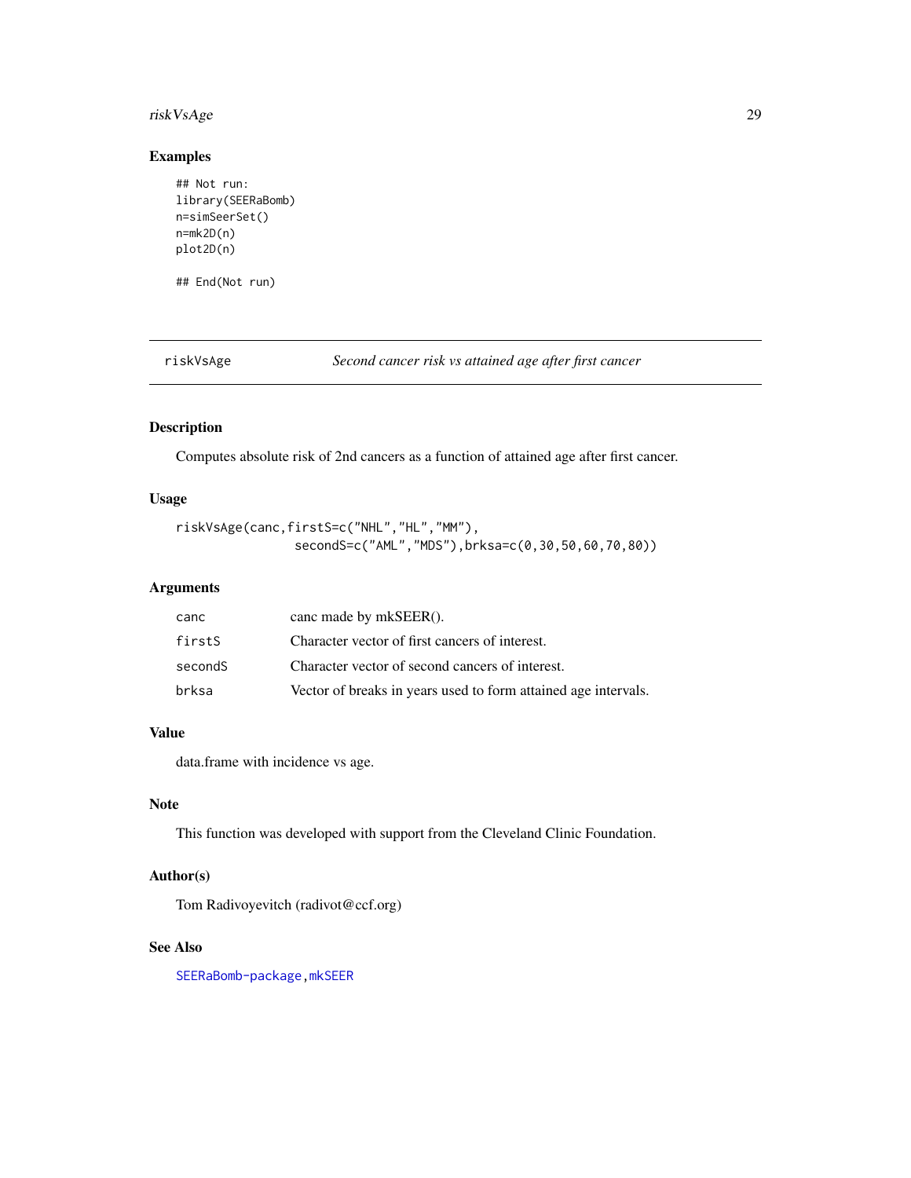## Examples

```
## Not run:
library(SEERaBomb)
n=simSeerSet()
n=mk2D(n)
plot2D(n)

## End(Not run)
```

---

riskVsAge *Second cancer risk vs attained age after first cancer*

---

## Description

Computes absolute risk of 2nd cancers as a function of attained age after first cancer.

## Usage

```
riskVsAge(canc,firstS=c("NHL","HL","MM"),
              secondS=c("AML","MDS"),brksa=c(0,30,50,60,70,80))
```

## Arguments

| | |
|---|---|
| canc | canc made by mkSEER(). |
| firstS | Character vector of first cancers of interest. |
| secondS | Character vector of second cancers of interest. |
| brksa | Vector of breaks in years used to form attained age intervals. |

## Value

data.frame with incidence vs age.

## Note

This function was developed with support from the Cleveland Clinic Foundation.

## Author(s)

Tom Radivoyevitch (radivot@ccf.org)

## See Also

SEERaBomb-package,mkSEER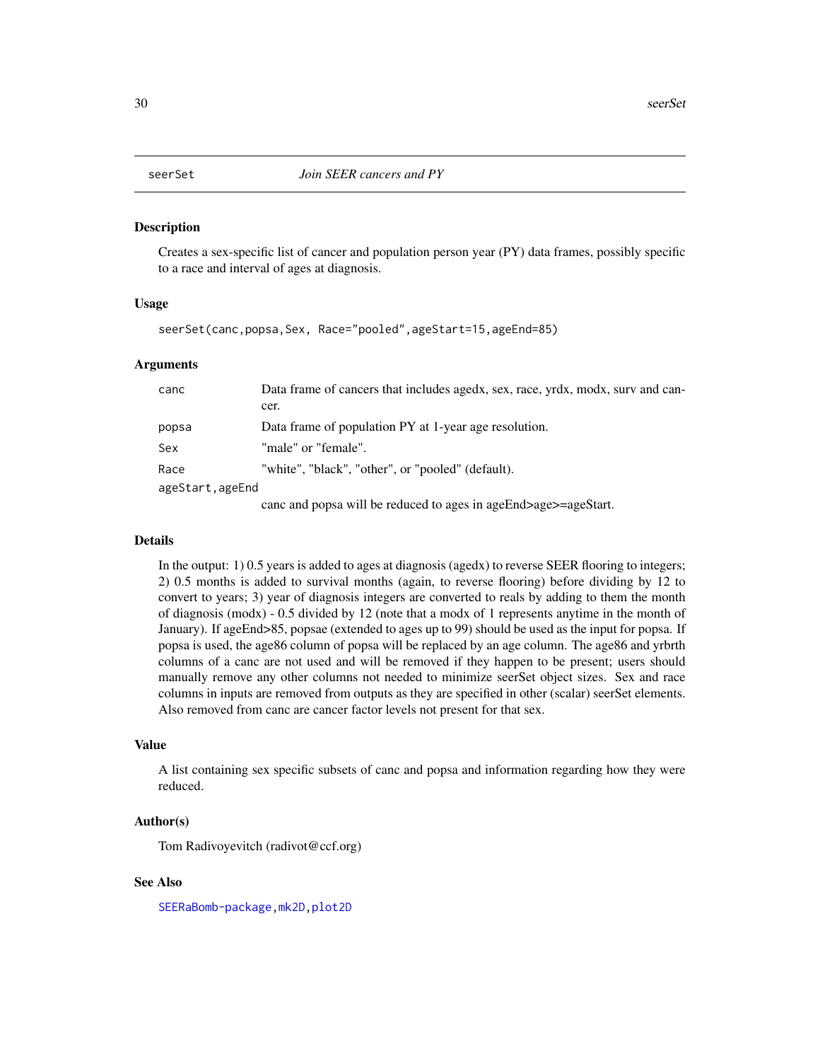| seerSet | *Join SEER cancers and PY* |
|---|---|

## Description

Creates a sex-specific list of cancer and population person year (PY) data frames, possibly specific to a race and interval of ages at diagnosis.

## Usage

```
seerSet(canc,popsa,Sex, Race="pooled",ageStart=15,ageEnd=85)
```

## Arguments

| | |
|---|---|
| `canc` | Data frame of cancers that includes agedx, sex, race, yrdx, modx, surv and cancer. |
| `popsa` | Data frame of population PY at 1-year age resolution. |
| `Sex` | "male" or "female". |
| `Race` | "white", "black", "other", or "pooled" (default). |
| `ageStart,ageEnd` | canc and popsa will be reduced to ages in ageEnd>age>=ageStart. |

## Details

In the output: 1) 0.5 years is added to ages at diagnosis (agedx) to reverse SEER flooring to integers; 2) 0.5 months is added to survival months (again, to reverse flooring) before dividing by 12 to convert to years; 3) year of diagnosis integers are converted to reals by adding to them the month of diagnosis (modx) - 0.5 divided by 12 (note that a modx of 1 represents anytime in the month of January). If ageEnd>85, popsae (extended to ages up to 99) should be used as the input for popsa. If popsa is used, the age86 column of popsa will be replaced by an age column. The age86 and yrbrth columns of a canc are not used and will be removed if they happen to be present; users should manually remove any other columns not needed to minimize seerSet object sizes. Sex and race columns in inputs are removed from outputs as they are specified in other (scalar) seerSet elements. Also removed from canc are cancer factor levels not present for that sex.

## Value

A list containing sex specific subsets of canc and popsa and information regarding how they were reduced.

## Author(s)

Tom Radivoyevitch (radivot@ccf.org)

## See Also

SEERaBomb-package, mk2D, plot2D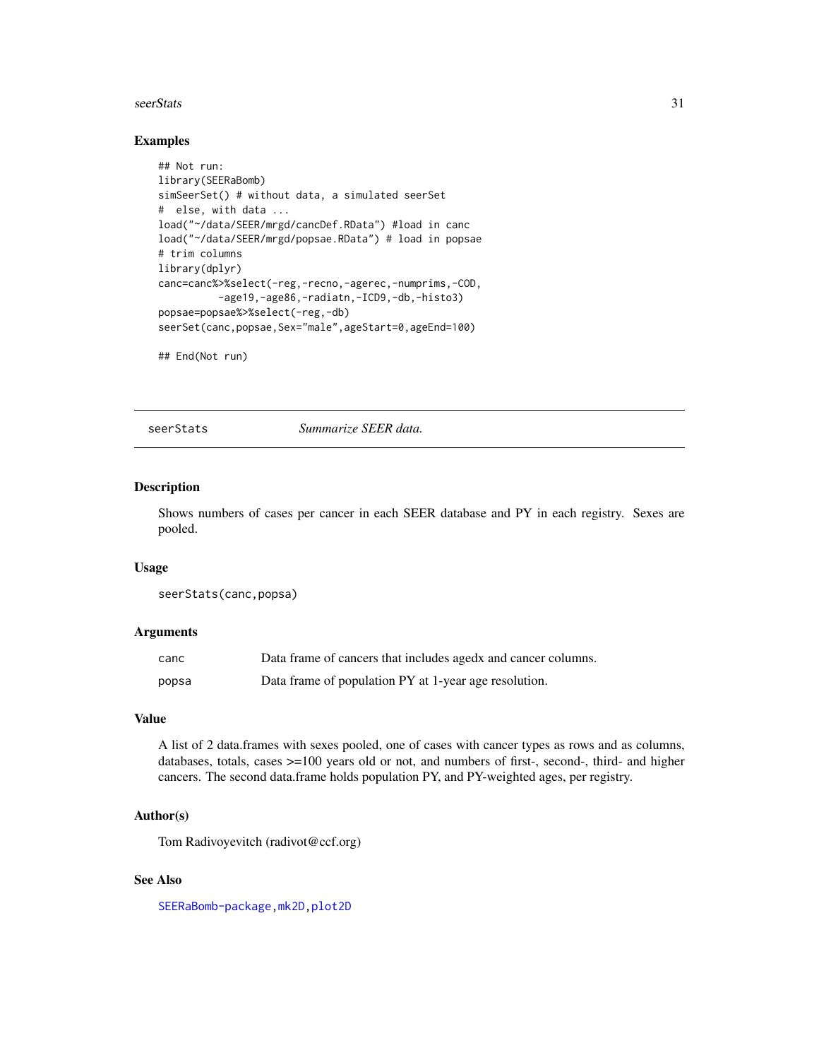## Examples

```
## Not run:
library(SEERaBomb)
simSeerSet() # without data, a simulated seerSet
#  else, with data ...
load("~/data/SEER/mrgd/cancDef.RData") #load in canc
load("~/data/SEER/mrgd/popsae.RData") # load in popsae
# trim columns
library(dplyr)
canc=canc%>%select(-reg,-recno,-agerec,-numprims,-COD,
          -age19,-age86,-radiatn,-ICD9,-db,-histo3)
popsae=popsae%>%select(-reg,-db)
seerSet(canc,popsae,Sex="male",ageStart=0,ageEnd=100)

## End(Not run)
```

---

# seerStats *Summarize SEER data.*

## Description

Shows numbers of cases per cancer in each SEER database and PY in each registry. Sexes are pooled.

## Usage

```
seerStats(canc,popsa)
```

## Arguments

| | |
|---|---|
| canc | Data frame of cancers that includes agedx and cancer columns. |
| popsa | Data frame of population PY at 1-year age resolution. |

## Value

A list of 2 data.frames with sexes pooled, one of cases with cancer types as rows and as columns, databases, totals, cases >=100 years old or not, and numbers of first-, second-, third- and higher cancers. The second data.frame holds population PY, and PY-weighted ages, per registry.

## Author(s)

Tom Radivoyevitch (radivot@ccf.org)

## See Also

SEERaBomb-package, mk2D, plot2D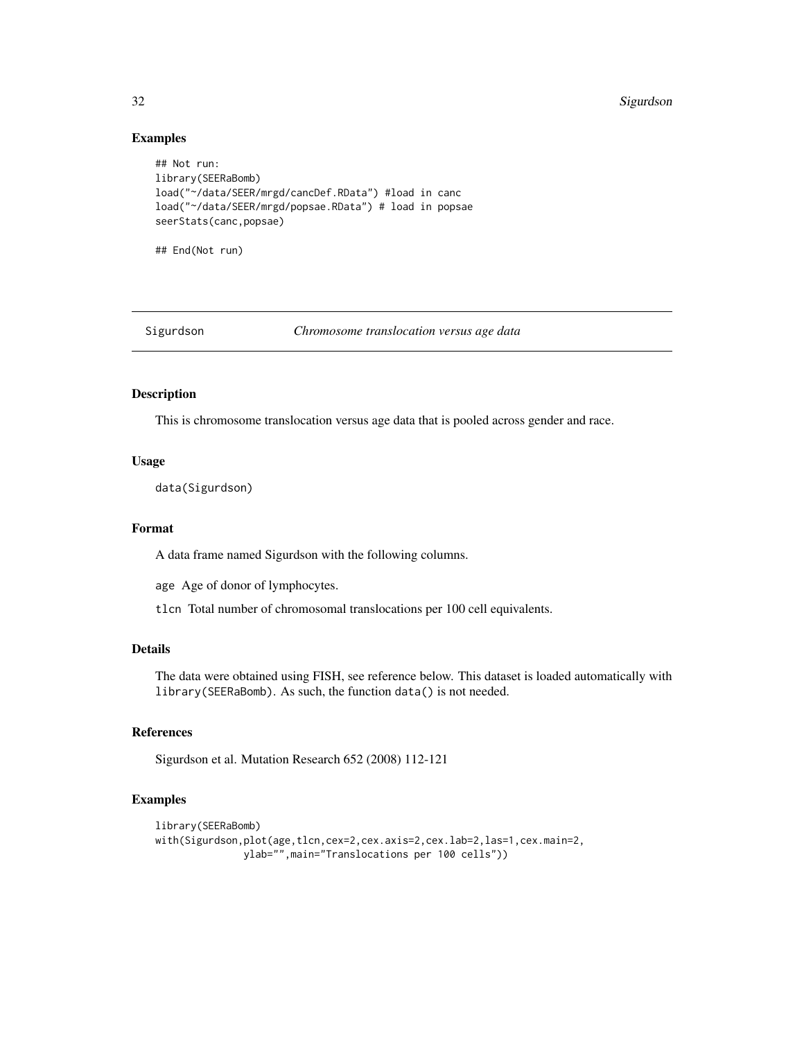### Examples

```
## Not run:
library(SEERaBomb)
load("~/data/SEER/mrgd/cancDef.RData") #load in canc
load("~/data/SEER/mrgd/popsae.RData") # load in popsae
seerStats(canc,popsae)

## End(Not run)
```

---

## Sigurdson *Chromosome translocation versus age data*

---

### Description

This is chromosome translocation versus age data that is pooled across gender and race.

### Usage

```
data(Sigurdson)
```

### Format

A data frame named Sigurdson with the following columns.

`age` Age of donor of lymphocytes.

`tlcn` Total number of chromosomal translocations per 100 cell equivalents.

### Details

The data were obtained using FISH, see reference below. This dataset is loaded automatically with `library(SEERaBomb)`. As such, the function `data()` is not needed.

### References

Sigurdson et al. Mutation Research 652 (2008) 112-121

### Examples

```
library(SEERaBomb)
with(Sigurdson,plot(age,tlcn,cex=2,cex.axis=2,cex.lab=2,las=1,cex.main=2,
              ylab="",main="Translocations per 100 cells"))
```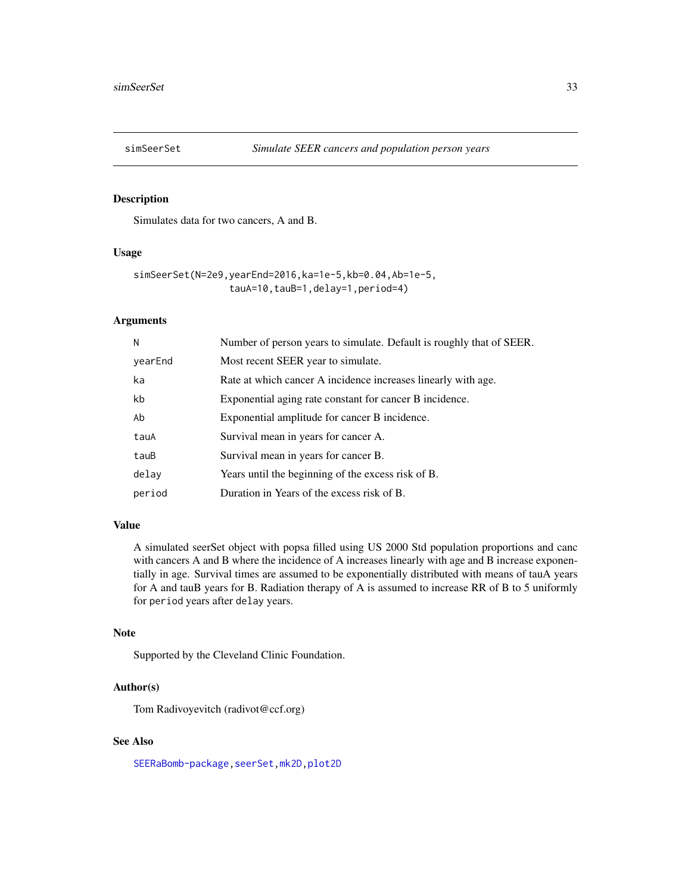## simSeerSet — *Simulate SEER cancers and population person years*

### Description

Simulates data for two cancers, A and B.

### Usage

```
simSeerSet(N=2e9,yearEnd=2016,ka=1e-5,kb=0.04,Ab=1e-5,
                tauA=10,tauB=1,delay=1,period=4)
```

### Arguments

| | |
|---|---|
| `N` | Number of person years to simulate. Default is roughly that of SEER. |
| `yearEnd` | Most recent SEER year to simulate. |
| `ka` | Rate at which cancer A incidence increases linearly with age. |
| `kb` | Exponential aging rate constant for cancer B incidence. |
| `Ab` | Exponential amplitude for cancer B incidence. |
| `tauA` | Survival mean in years for cancer A. |
| `tauB` | Survival mean in years for cancer B. |
| `delay` | Years until the beginning of the excess risk of B. |
| `period` | Duration in Years of the excess risk of B. |

### Value

A simulated seerSet object with popsa filled using US 2000 Std population proportions and canc with cancers A and B where the incidence of A increases linearly with age and B increase exponentially in age. Survival times are assumed to be exponentially distributed with means of tauA years for A and tauB years for B. Radiation therapy of A is assumed to increase RR of B to 5 uniformly for `period` years after `delay` years.

### Note

Supported by the Cleveland Clinic Foundation.

### Author(s)

Tom Radivoyevitch (radivot@ccf.org)

### See Also

`SEERaBomb-package`, `seerSet`, `mk2D`, `plot2D`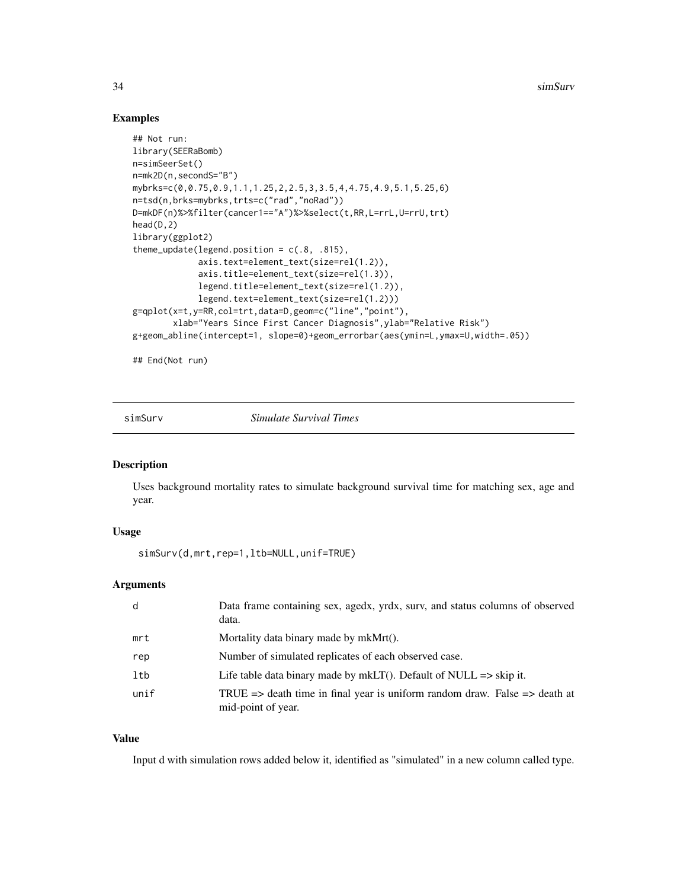## Examples

```
## Not run:
library(SEERaBomb)
n=simSeerSet()
n=mk2D(n,secondS="B")
mybrks=c(0,0.75,0.9,1.1,1.25,2,2.5,3,3.5,4,4.75,4.9,5.1,5.25,6)
n=tsd(n,brks=mybrks,trts=c("rad","noRad"))
D=mkDF(n)%>%filter(cancer1=="A")%>%select(t,RR,L=rrL,U=rrU,trt)
head(D,2)
library(ggplot2)
theme_update(legend.position = c(.8, .815),
             axis.text=element_text(size=rel(1.2)),
             axis.title=element_text(size=rel(1.3)),
             legend.title=element_text(size=rel(1.2)),
             legend.text=element_text(size=rel(1.2)))
g=qplot(x=t,y=RR,col=trt,data=D,geom=c("line","point"),
        xlab="Years Since First Cancer Diagnosis",ylab="Relative Risk")
g+geom_abline(intercept=1, slope=0)+geom_errorbar(aes(ymin=L,ymax=U,width=.05))

## End(Not run)
```

---

# simSurv *Simulate Survival Times*

## Description

Uses background mortality rates to simulate background survival time for matching sex, age and year.

## Usage

```
simSurv(d,mrt,rep=1,ltb=NULL,unif=TRUE)
```

## Arguments

| | |
|---|---|
| d | Data frame containing sex, agedx, yrdx, surv, and status columns of observed data. |
| mrt | Mortality data binary made by mkMrt(). |
| rep | Number of simulated replicates of each observed case. |
| ltb | Life table data binary made by mkLT(). Default of NULL => skip it. |
| unif | TRUE => death time in final year is uniform random draw. False => death at mid-point of year. |

## Value

Input d with simulation rows added below it, identified as "simulated" in a new column called type.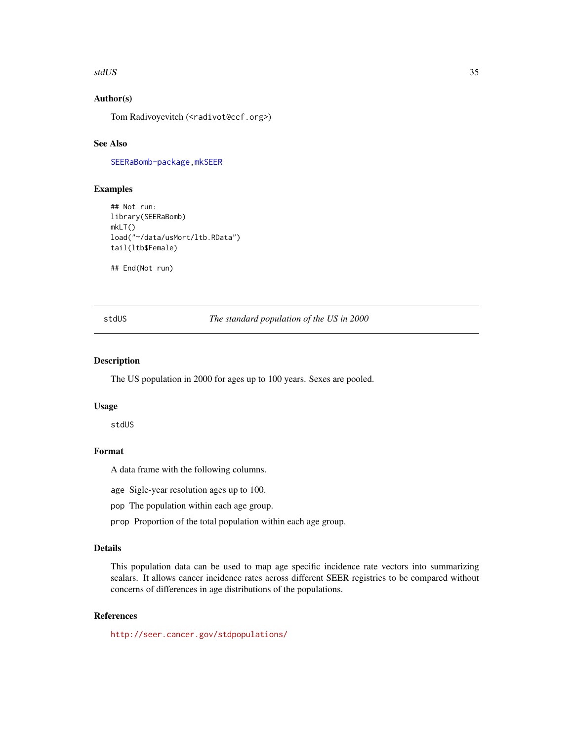### Author(s)

Tom Radivoyevitch (<radivot@ccf.org>)

### See Also

SEERaBomb-package, mkSEER

### Examples

```
## Not run:
library(SEERaBomb)
mkLT()
load("~/data/usMort/ltb.RData")
tail(ltb$Female)

## End(Not run)
```

---

## stdUS — *The standard population of the US in 2000*

### Description

The US population in 2000 for ages up to 100 years. Sexes are pooled.

### Usage

```
stdUS
```

### Format

A data frame with the following columns.

- `age` Sigle-year resolution ages up to 100.
- `pop` The population within each age group.
- `prop` Proportion of the total population within each age group.

### Details

This population data can be used to map age specific incidence rate vectors into summarizing scalars. It allows cancer incidence rates across different SEER registries to be compared without concerns of differences in age distributions of the populations.

### References

http://seer.cancer.gov/stdpopulations/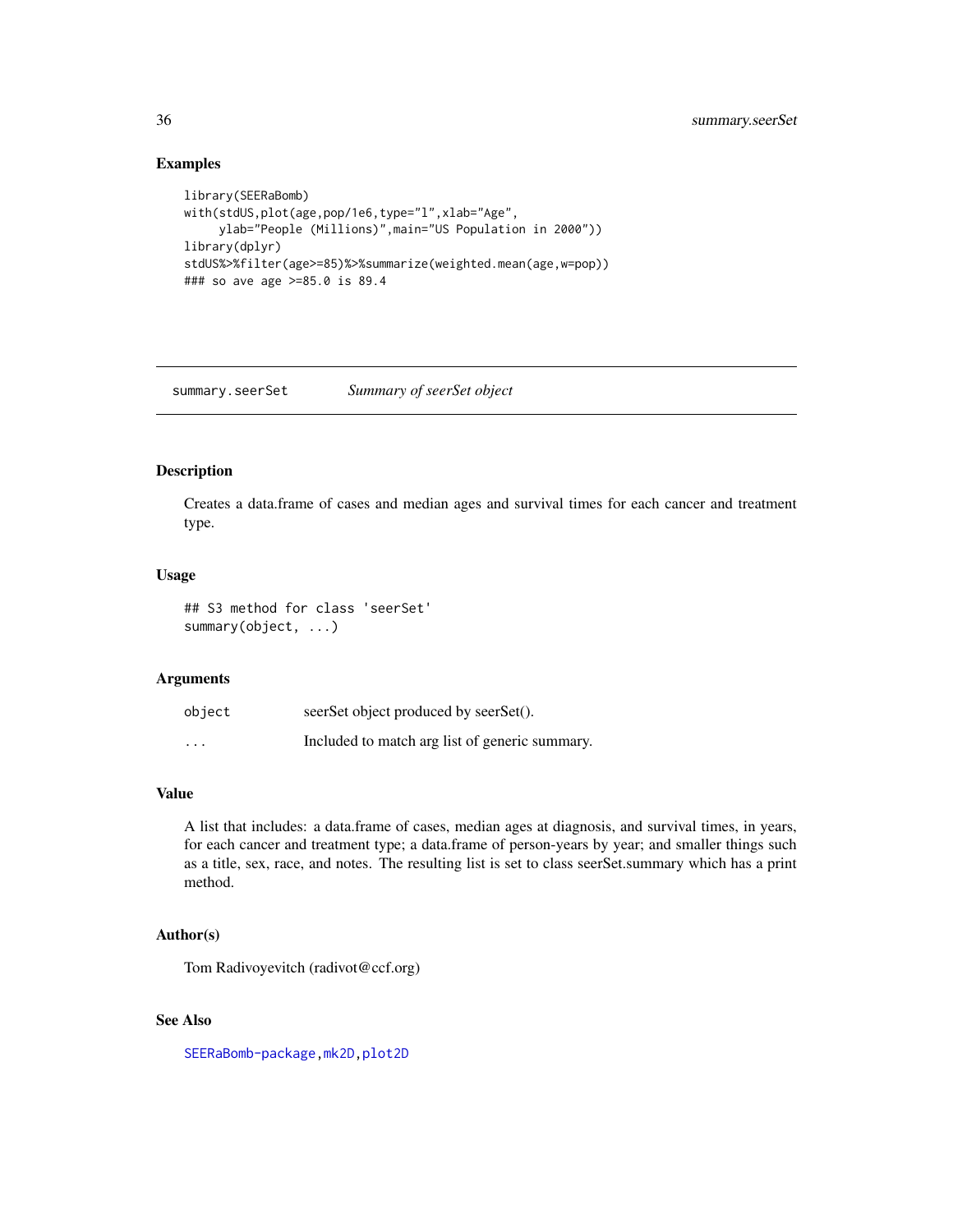## Examples

```
library(SEERaBomb)
with(stdUS,plot(age,pop/1e6,type="l",xlab="Age",
     ylab="People (Millions)",main="US Population in 2000"))
library(dplyr)
stdUS%>%filter(age>=85)%>%summarize(weighted.mean(age,w=pop))
### so ave age >=85.0 is 89.4
```

---

# summary.seerSet — *Summary of seerSet object*

---

## Description

Creates a data.frame of cases and median ages and survival times for each cancer and treatment type.

## Usage

```
## S3 method for class 'seerSet'
summary(object, ...)
```

## Arguments

| | |
|---|---|
| object | seerSet object produced by seerSet(). |
| ... | Included to match arg list of generic summary. |

## Value

A list that includes: a data.frame of cases, median ages at diagnosis, and survival times, in years, for each cancer and treatment type; a data.frame of person-years by year; and smaller things such as a title, sex, race, and notes. The resulting list is set to class seerSet.summary which has a print method.

## Author(s)

Tom Radivoyevitch (radivot@ccf.org)

## See Also

SEERaBomb-package, mk2D, plot2D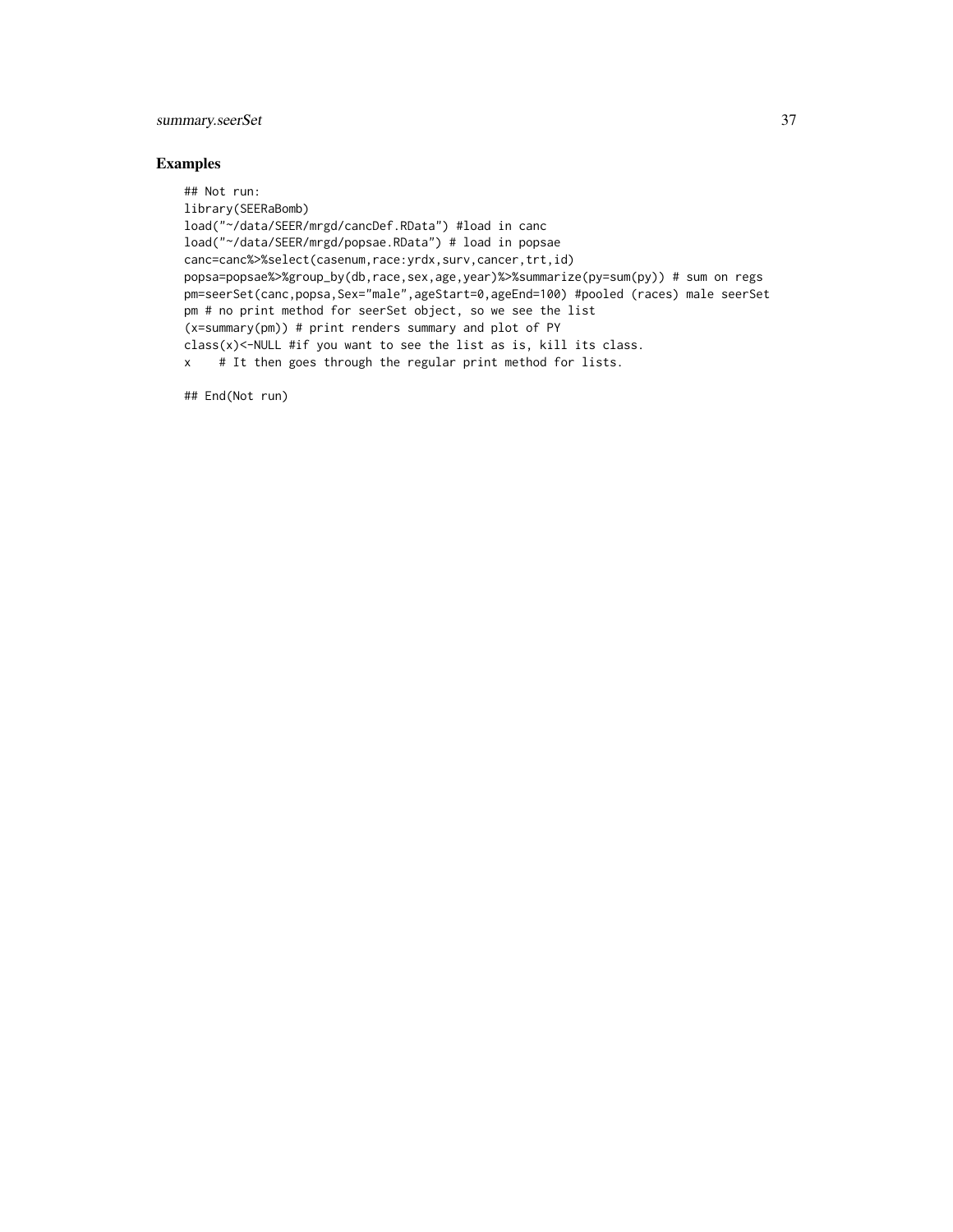## Examples

```
## Not run:
library(SEERaBomb)
load("~/data/SEER/mrgd/cancDef.RData") #load in canc
load("~/data/SEER/mrgd/popsae.RData") # load in popsae
canc=canc%>%select(casenum,race:yrdx,surv,cancer,trt,id)
popsa=popsae%>%group_by(db,race,sex,age,year)%>%summarize(py=sum(py)) # sum on regs
pm=seerSet(canc,popsa,Sex="male",ageStart=0,ageEnd=100) #pooled (races) male seerSet
pm # no print method for seerSet object, so we see the list
(x=summary(pm)) # print renders summary and plot of PY
class(x)<-NULL #if you want to see the list as is, kill its class.
x    # It then goes through the regular print method for lists.

## End(Not run)
```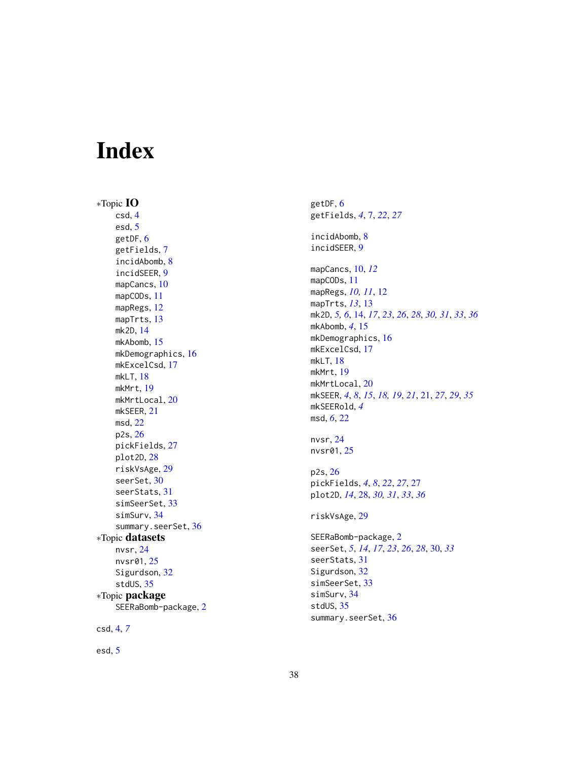# Index

∗Topic **IO**

- csd, 4
- esd, 5
- getDF, 6
- getFields, 7
- incidAbomb, 8
- incidSEER, 9
- mapCancs, 10
- mapCODs, 11
- mapRegs, 12
- mapTrts, 13
- mk2D, 14
- mkAbomb, 15
- mkDemographics, 16
- mkExcelCsd, 17
- mkLT, 18
- mkMrt, 19
- mkMrtLocal, 20
- mkSEER, 21
- msd, 22
- p2s, 26
- pickFields, 27
- plot2D, 28
- riskVsAge, 29
- seerSet, 30
- seerStats, 31
- simSeerSet, 33
- simSurv, 34
- summary.seerSet, 36

∗Topic **datasets**

- nvsr, 24
- nvsr01, 25
- Sigurdson, 32
- stdUS, 35

∗Topic **package**

- SEERaBomb-package, 2

csd, 4, *7*

esd, 5

getDF, 6
getFields, *4*, 7, *22*, *27*

incidAbomb, 8
incidSEER, 9

mapCancs, 10, *12*
mapCODs, 11
mapRegs, *10, 11*, 12
mapTrts, *13*, 13
mk2D, *5, 6*, 14, *17*, *23*, *26*, *28*, *30, 31*, *33*, *36*
mkAbomb, *4*, 15
mkDemographics, 16
mkExcelCsd, 17
mkLT, 18
mkMrt, 19
mkMrtLocal, 20
mkSEER, *4*, *8*, *15*, *18, 19*, *21*, 21, *27*, *29*, *35*
mkSEERold, *4*
msd, *6*, 22

nvsr, 24
nvsr01, 25

p2s, 26
pickFields, *4*, *8*, *22*, *27*, 27
plot2D, *14*, 28, *30, 31*, *33*, *36*

riskVsAge, 29

SEERaBomb-package, 2
seerSet, *5*, *14*, *17*, *23*, *26*, *28*, 30, *33*
seerStats, 31
Sigurdson, 32
simSeerSet, 33
simSurv, 34
stdUS, 35
summary.seerSet, 36